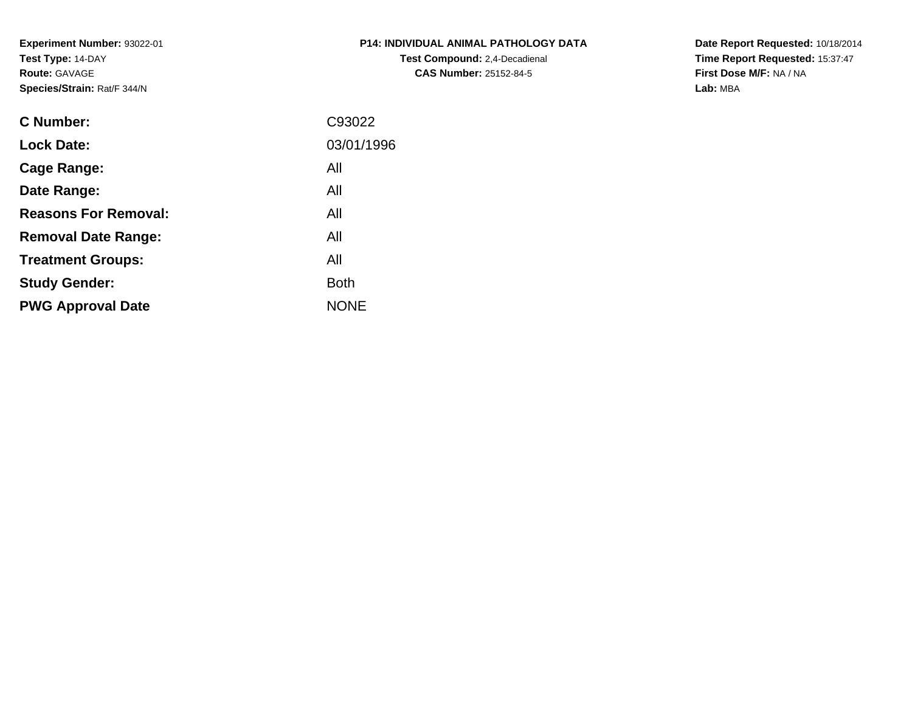**Experiment Number:** 93022-01
**Test Type:** 14-DAY
**Route:** GAVAGE
**Species/Strain:** Rat/F 344/N

**P14: INDIVIDUAL ANIMAL PATHOLOGY DATA**
**Test Compound:** 2,4-Decadienal
**CAS Number:** 25152-84-5

**Date Report Requested:** 10/18/2014
**Time Report Requested:** 15:37:47
**First Dose M/F:** NA / NA
**Lab:** MBA

| | |
|---|---|
| **C Number:** | C93022 |
| **Lock Date:** | 03/01/1996 |
| **Cage Range:** | All |
| **Date Range:** | All |
| **Reasons For Removal:** | All |
| **Removal Date Range:** | All |
| **Treatment Groups:** | All |
| **Study Gender:** | Both |
| **PWG Approval Date** | NONE |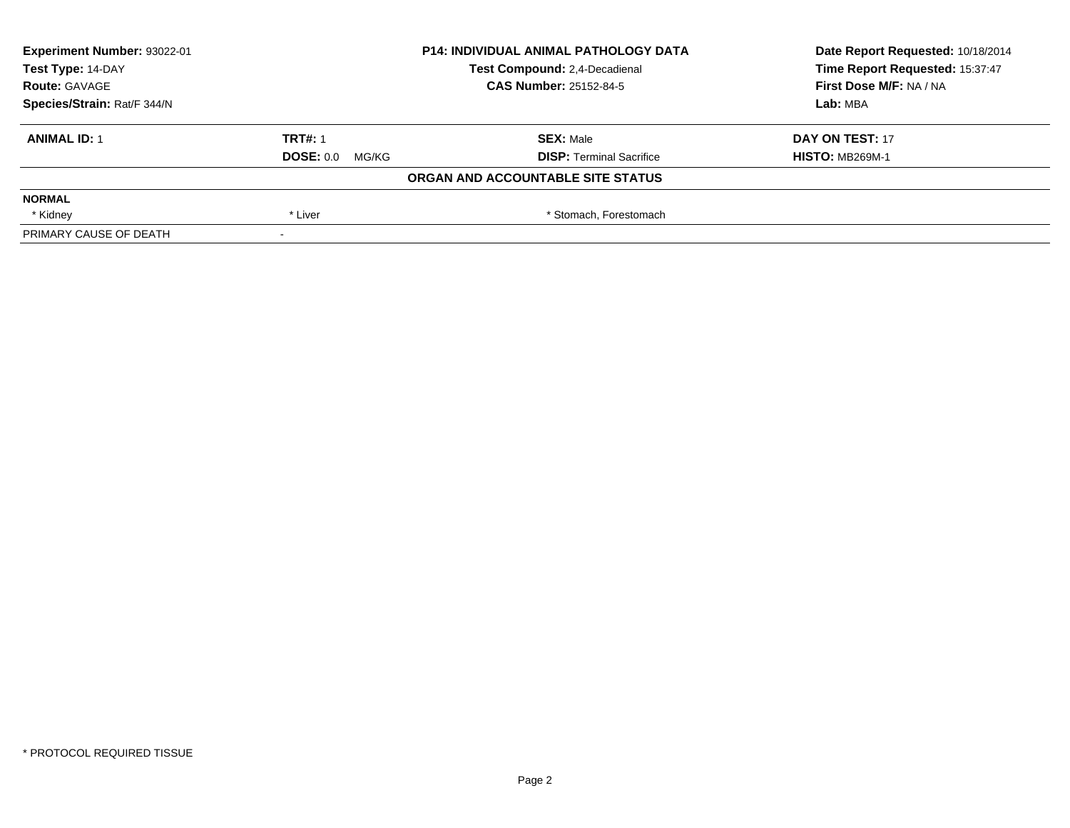| Experiment Number: 93022-01 | P14: INDIVIDUAL ANIMAL PATHOLOGY DATA | Date Report Requested: 10/18/2014 |
|---|---|---|
| Test Type: 14-DAY | Test Compound: 2,4-Decadienal | Time Report Requested: 15:37:47 |
| Route: GAVAGE | CAS Number: 25152-84-5 | First Dose M/F: NA / NA |
| Species/Strain: Rat/F 344/N | | Lab: MBA |

| **ANIMAL ID:** 1 | **TRT#:** 1 | **SEX:** Male | **DAY ON TEST:** 17 |
|---|---|---|---|
| | **DOSE:** 0.0 MG/KG | **DISP:** Terminal Sacrifice | **HISTO:** MB269M-1 |

**ORGAN AND ACCOUNTABLE SITE STATUS**

| **NORMAL** | | | |
|---|---|---|---|
| * Kidney | * Liver | * Stomach, Forestomach | |
| PRIMARY CAUSE OF DEATH | - | | |

* PROTOCOL REQUIRED TISSUE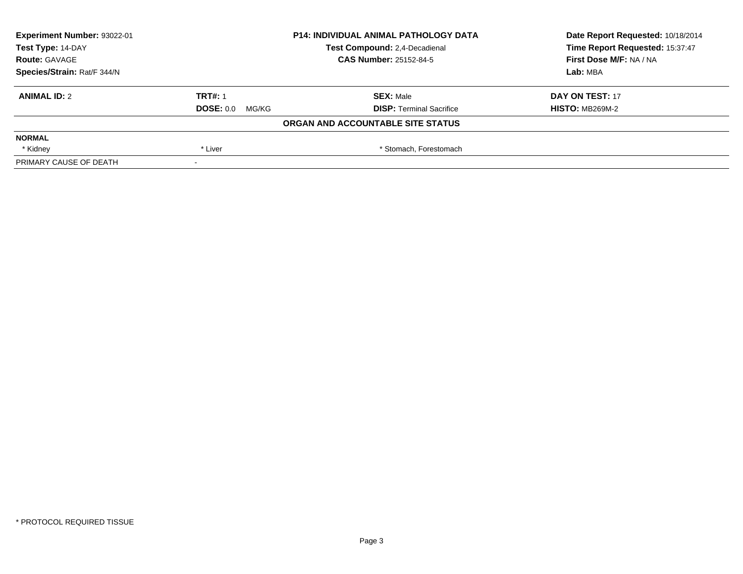| **Experiment Number:** 93022-01 | **P14: INDIVIDUAL ANIMAL PATHOLOGY DATA** | **Date Report Requested:** 10/18/2014 |
|---|---|---|
| **Test Type:** 14-DAY | **Test Compound:** 2,4-Decadienal | **Time Report Requested:** 15:37:47 |
| **Route:** GAVAGE | **CAS Number:** 25152-84-5 | **First Dose M/F:** NA / NA |
| **Species/Strain:** Rat/F 344/N | | **Lab:** MBA |

| **ANIMAL ID:** 2 | **TRT#:** 1 | **SEX:** Male | **DAY ON TEST:** 17 |
|---|---|---|---|
| | **DOSE:** 0.0 MG/KG | **DISP:** Terminal Sacrifice | **HISTO:** MB269M-2 |

**ORGAN AND ACCOUNTABLE SITE STATUS**

| **NORMAL** | | | |
|---|---|---|---|
| * Kidney | * Liver | * Stomach, Forestomach | |
| PRIMARY CAUSE OF DEATH | - | | |

* PROTOCOL REQUIRED TISSUE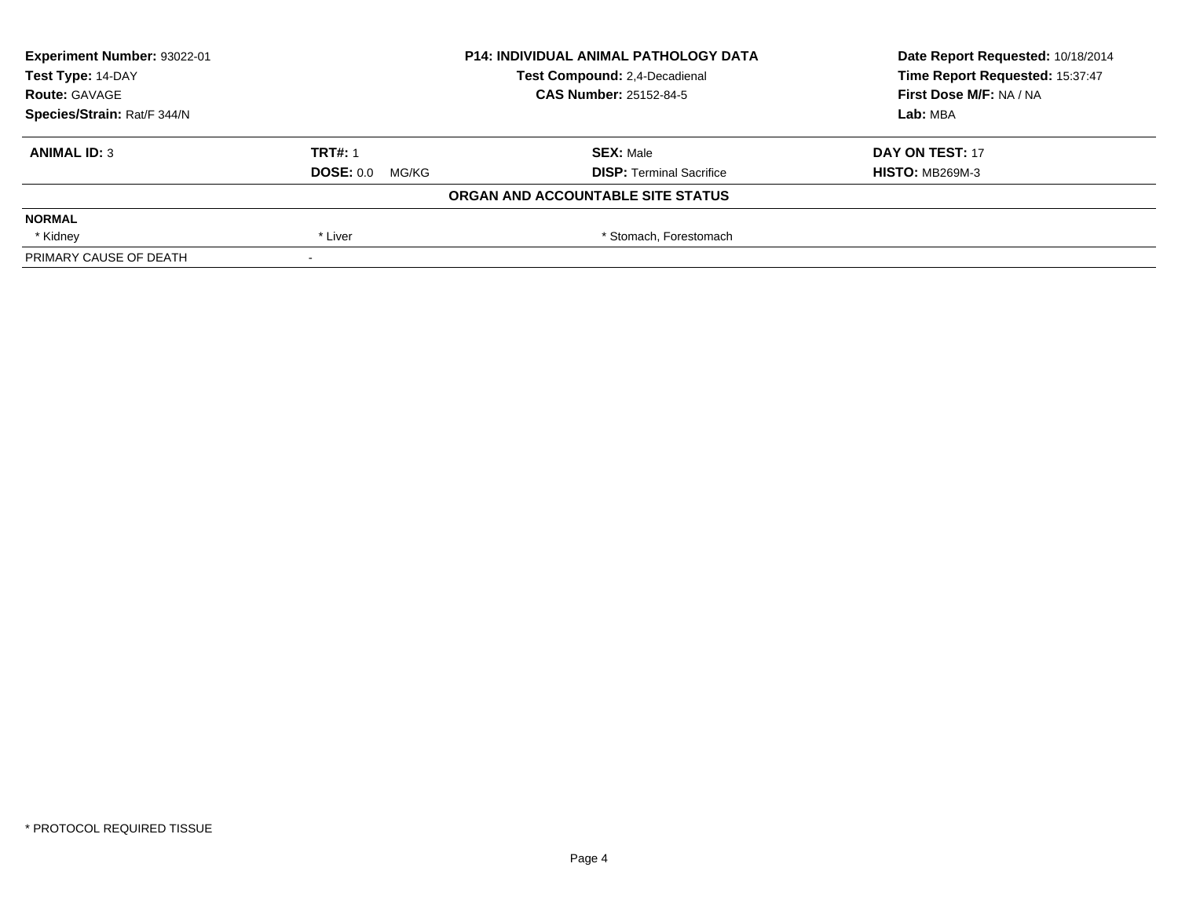| Experiment Number: 93022-01 | P14: INDIVIDUAL ANIMAL PATHOLOGY DATA | Date Report Requested: 10/18/2014 |
|---|---|---|
| Test Type: 14-DAY | Test Compound: 2,4-Decadienal | Time Report Requested: 15:37:47 |
| Route: GAVAGE | CAS Number: 25152-84-5 | First Dose M/F: NA / NA |
| Species/Strain: Rat/F 344/N | | Lab: MBA |

| ANIMAL ID: 3 | TRT#: 1 | SEX: Male | DAY ON TEST: 17 |
|---|---|---|---|
| | DOSE: 0.0 MG/KG | DISP: Terminal Sacrifice | HISTO: MB269M-3 |

**ORGAN AND ACCOUNTABLE SITE STATUS**

| NORMAL | | |
|---|---|---|
| * Kidney | * Liver | * Stomach, Forestomach |
| PRIMARY CAUSE OF DEATH | - | |

* PROTOCOL REQUIRED TISSUE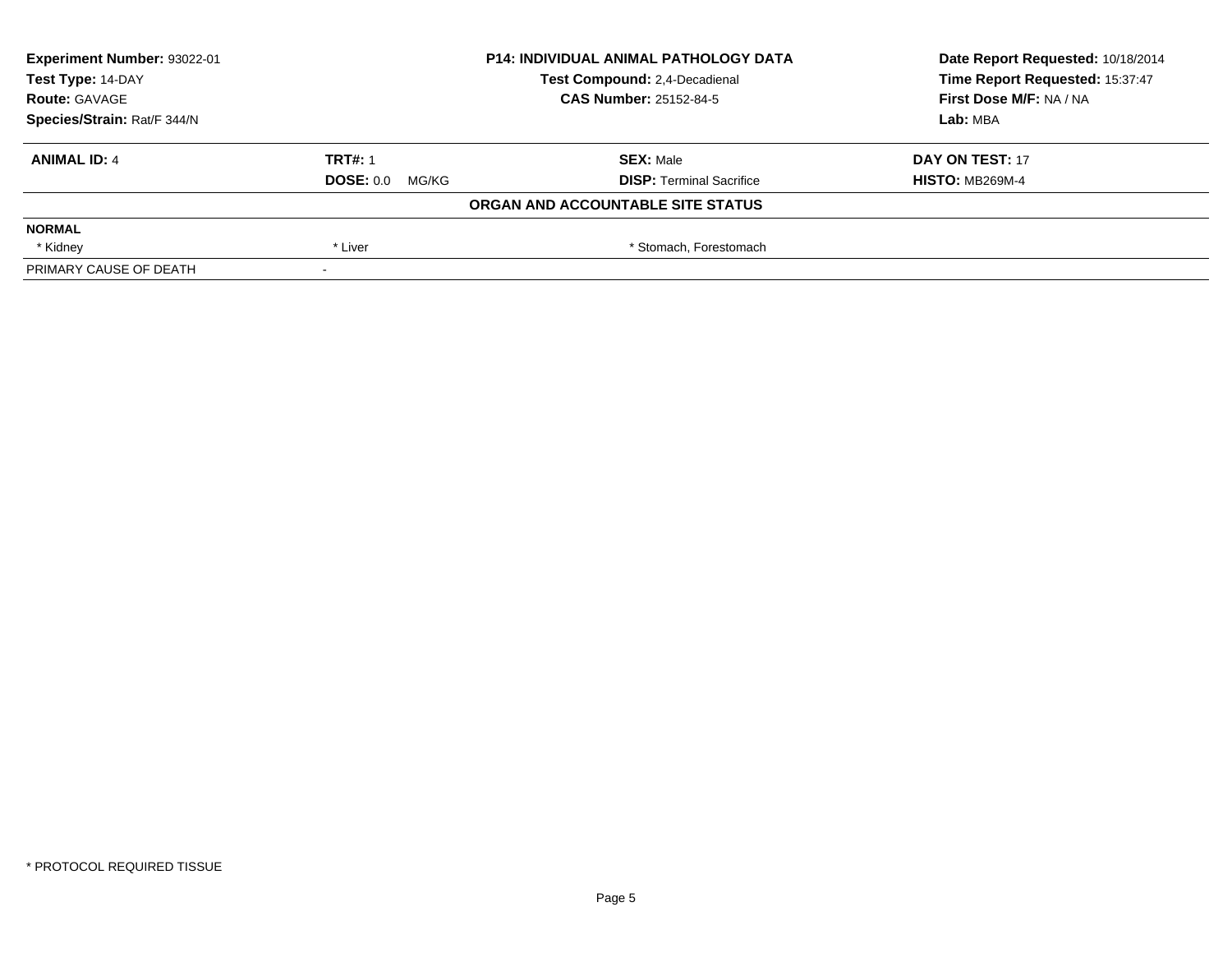| Experiment Number: 93022-01 | P14: INDIVIDUAL ANIMAL PATHOLOGY DATA | Date Report Requested: 10/18/2014 |
|---|---|---|
| Test Type: 14-DAY | Test Compound: 2,4-Decadienal | Time Report Requested: 15:37:47 |
| Route: GAVAGE | CAS Number: 25152-84-5 | First Dose M/F: NA / NA |
| Species/Strain: Rat/F 344/N | | Lab: MBA |

| **ANIMAL ID:** 4 | **TRT#:** 1 | **SEX:** Male | **DAY ON TEST:** 17 |
|---|---|---|---|
| | **DOSE:** 0.0 MG/KG | **DISP:** Terminal Sacrifice | **HISTO:** MB269M-4 |

**ORGAN AND ACCOUNTABLE SITE STATUS**

| **NORMAL** | | | |
|---|---|---|---|
| * Kidney | * Liver | * Stomach, Forestomach | |
| PRIMARY CAUSE OF DEATH | - | | |

* PROTOCOL REQUIRED TISSUE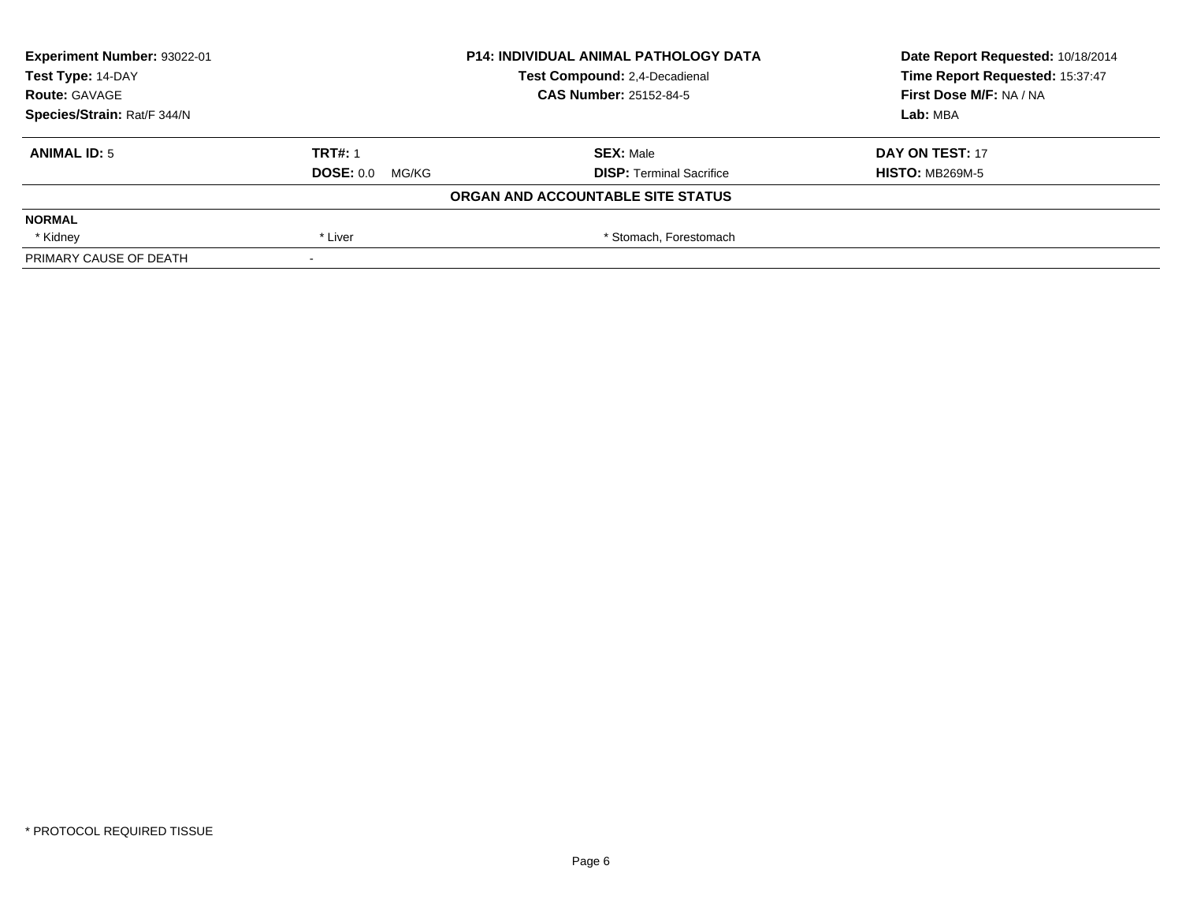| Experiment Number: 93022-01 | P14: INDIVIDUAL ANIMAL PATHOLOGY DATA | Date Report Requested: 10/18/2014 |
|---|---|---|
| Test Type: 14-DAY | Test Compound: 2,4-Decadienal | Time Report Requested: 15:37:47 |
| Route: GAVAGE | CAS Number: 25152-84-5 | First Dose M/F: NA / NA |
| Species/Strain: Rat/F 344/N | | Lab: MBA |

| ANIMAL ID: 5 | TRT#: 1 | SEX: Male | DAY ON TEST: 17 |
|---|---|---|---|
| | DOSE: 0.0 MG/KG | DISP: Terminal Sacrifice | HISTO: MB269M-5 |

**ORGAN AND ACCOUNTABLE SITE STATUS**

| NORMAL | | | |
|---|---|---|---|
| * Kidney | * Liver | * Stomach, Forestomach | |
| PRIMARY CAUSE OF DEATH | - | | |

* PROTOCOL REQUIRED TISSUE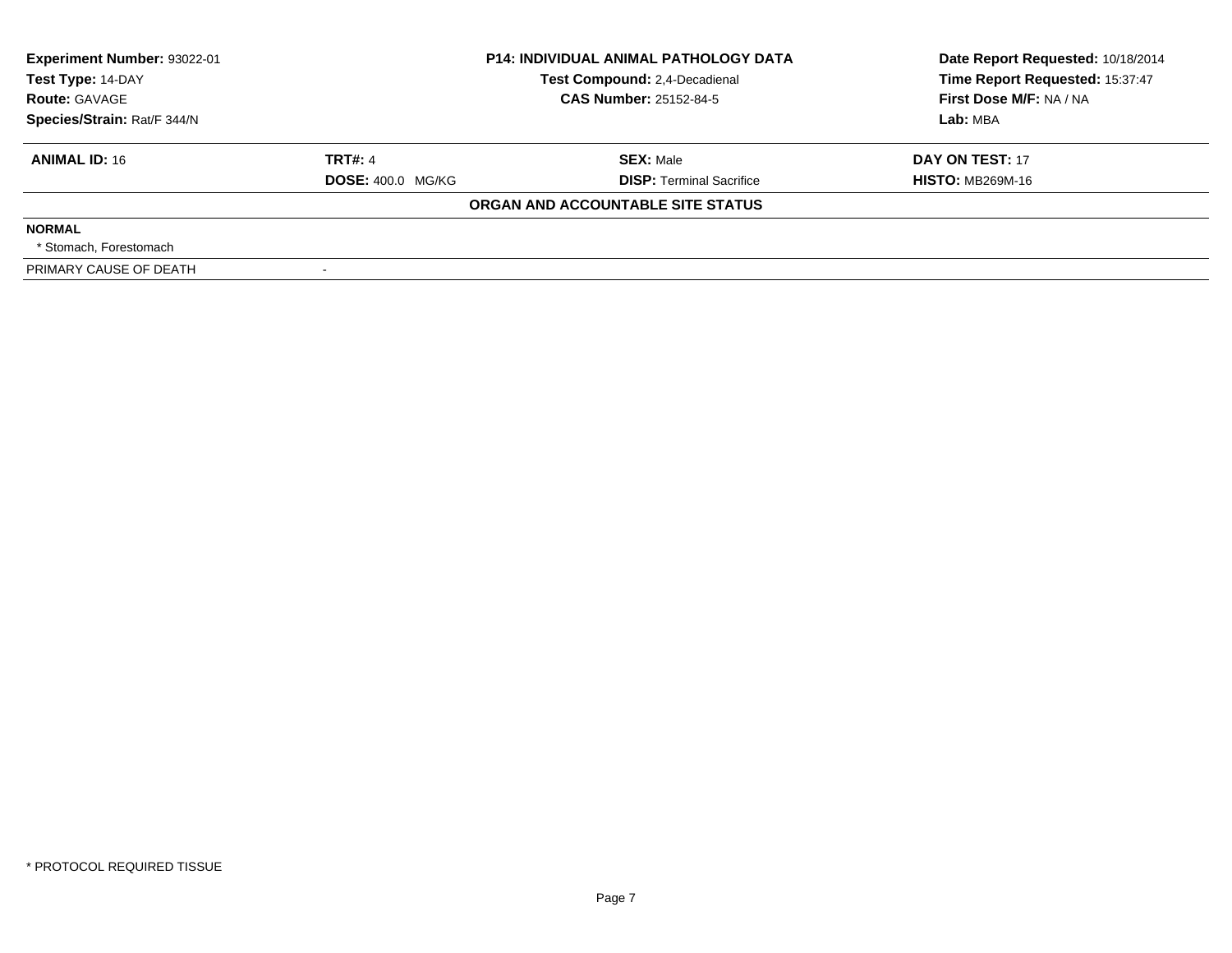| Experiment Number: 93022-01 | P14: INDIVIDUAL ANIMAL PATHOLOGY DATA | Date Report Requested: 10/18/2014 |
|---|---|---|
| Test Type: 14-DAY | Test Compound: 2,4-Decadienal | Time Report Requested: 15:37:47 |
| Route: GAVAGE | CAS Number: 25152-84-5 | First Dose M/F: NA / NA |
| Species/Strain: Rat/F 344/N | | Lab: MBA |

| ANIMAL ID: 16 | TRT#: 4 | SEX: Male | DAY ON TEST: 17 |
|---|---|---|---|
| | DOSE: 400.0 MG/KG | DISP: Terminal Sacrifice | HISTO: MB269M-16 |

**ORGAN AND ACCOUNTABLE SITE STATUS**

| | |
|---|---|
| **NORMAL** | |
| * Stomach, Forestomach | |
| PRIMARY CAUSE OF DEATH | - |

* PROTOCOL REQUIRED TISSUE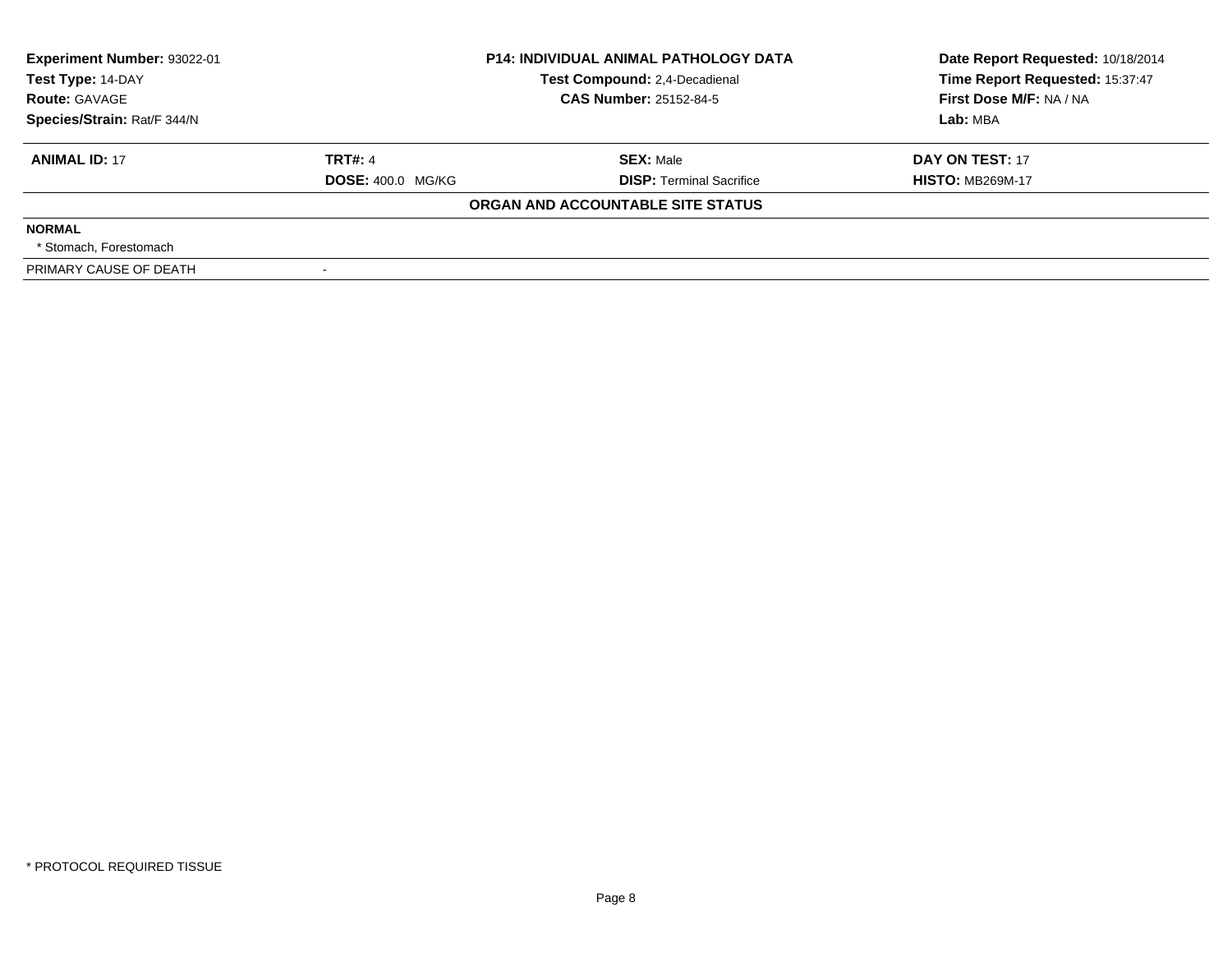| Experiment Number: 93022-01 | P14: INDIVIDUAL ANIMAL PATHOLOGY DATA | Date Report Requested: 10/18/2014 |
|---|---|---|
| Test Type: 14-DAY | Test Compound: 2,4-Decadienal | Time Report Requested: 15:37:47 |
| Route: GAVAGE | CAS Number: 25152-84-5 | First Dose M/F: NA / NA |
| Species/Strain: Rat/F 344/N | | Lab: MBA |

| ANIMAL ID: 17 | TRT#: 4 | SEX: Male | DAY ON TEST: 17 |
|---|---|---|---|
| | DOSE: 400.0 MG/KG | DISP: Terminal Sacrifice | HISTO: MB269M-17 |

**ORGAN AND ACCOUNTABLE SITE STATUS**

**NORMAL**

* Stomach, Forestomach

| PRIMARY CAUSE OF DEATH | - |
|---|---|

* PROTOCOL REQUIRED TISSUE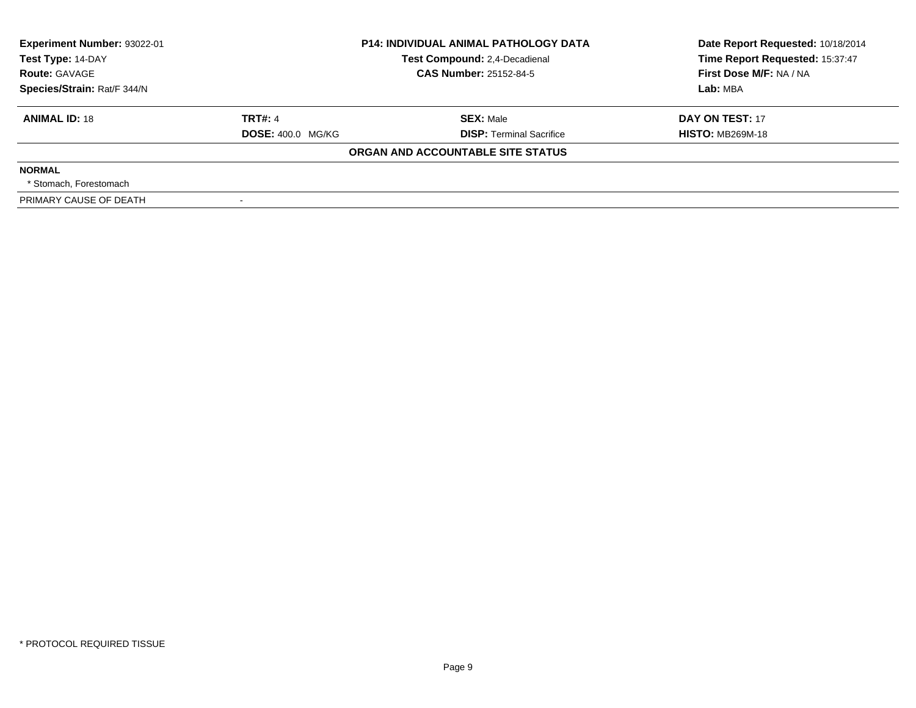| **Experiment Number:** 93022-01 | **P14: INDIVIDUAL ANIMAL PATHOLOGY DATA** | **Date Report Requested:** 10/18/2014 |
|---|---|---|
| **Test Type:** 14-DAY | **Test Compound:** 2,4-Decadienal | **Time Report Requested:** 15:37:47 |
| **Route:** GAVAGE | **CAS Number:** 25152-84-5 | **First Dose M/F:** NA / NA |
| **Species/Strain:** Rat/F 344/N | | **Lab:** MBA |

| **ANIMAL ID:** 18 | **TRT#:** 4 | **SEX:** Male | **DAY ON TEST:** 17 |
|---|---|---|---|
| | **DOSE:** 400.0 MG/KG | **DISP:** Terminal Sacrifice | **HISTO:** MB269M-18 |

**ORGAN AND ACCOUNTABLE SITE STATUS**

**NORMAL**

* Stomach, Forestomach

| PRIMARY CAUSE OF DEATH | - |
|---|---|

* PROTOCOL REQUIRED TISSUE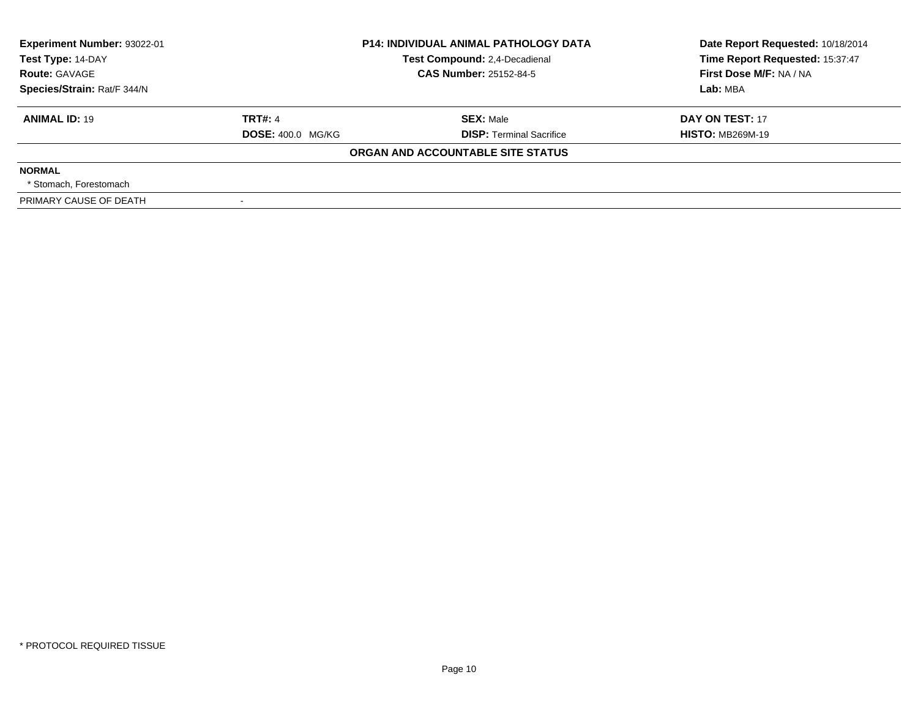| Experiment Number: 93022-01 | P14: INDIVIDUAL ANIMAL PATHOLOGY DATA | Date Report Requested: 10/18/2014 |
|---|---|---|
| Test Type: 14-DAY | Test Compound: 2,4-Decadienal | Time Report Requested: 15:37:47 |
| Route: GAVAGE | CAS Number: 25152-84-5 | First Dose M/F: NA / NA |
| Species/Strain: Rat/F 344/N | | Lab: MBA |

| ANIMAL ID: 19 | TRT#: 4 | SEX: Male | DAY ON TEST: 17 |
|---|---|---|---|
| | DOSE: 400.0 MG/KG | DISP: Terminal Sacrifice | HISTO: MB269M-19 |

**ORGAN AND ACCOUNTABLE SITE STATUS**

| | |
|---|---|
| **NORMAL** | |
| * Stomach, Forestomach | |
| PRIMARY CAUSE OF DEATH | - |

* PROTOCOL REQUIRED TISSUE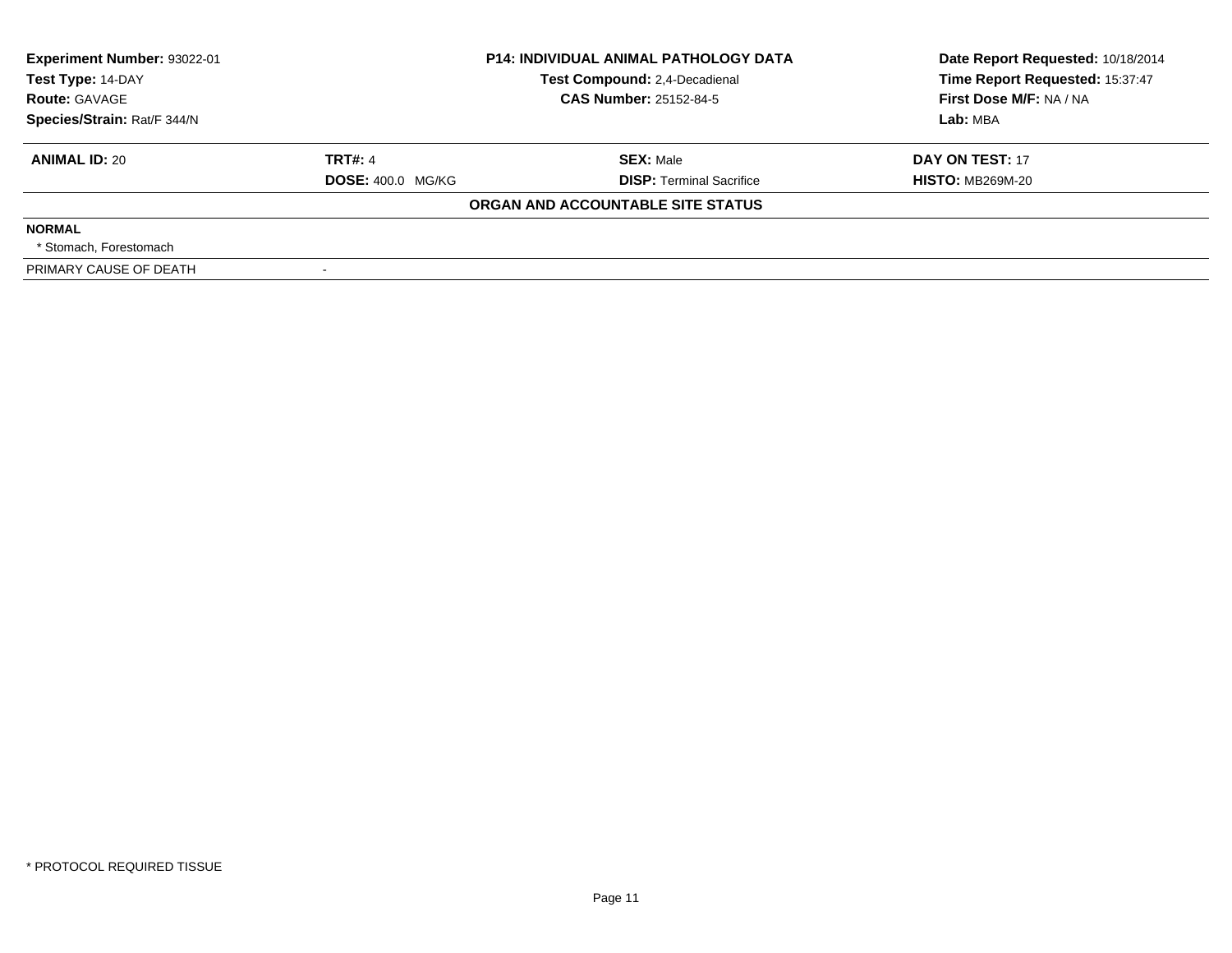| **Experiment Number:** 93022-01 | **P14: INDIVIDUAL ANIMAL PATHOLOGY DATA** | **Date Report Requested:** 10/18/2014 |
|---|---|---|
| **Test Type:** 14-DAY | **Test Compound:** 2,4-Decadienal | **Time Report Requested:** 15:37:47 |
| **Route:** GAVAGE | **CAS Number:** 25152-84-5 | **First Dose M/F:** NA / NA |
| **Species/Strain:** Rat/F 344/N | | **Lab:** MBA |

| **ANIMAL ID:** 20 | **TRT#:** 4 | **SEX:** Male | **DAY ON TEST:** 17 |
|---|---|---|---|
| | **DOSE:** 400.0 MG/KG | **DISP:** Terminal Sacrifice | **HISTO:** MB269M-20 |

**ORGAN AND ACCOUNTABLE SITE STATUS**

**NORMAL**

* Stomach, Forestomach

| PRIMARY CAUSE OF DEATH | - |
|---|---|

* PROTOCOL REQUIRED TISSUE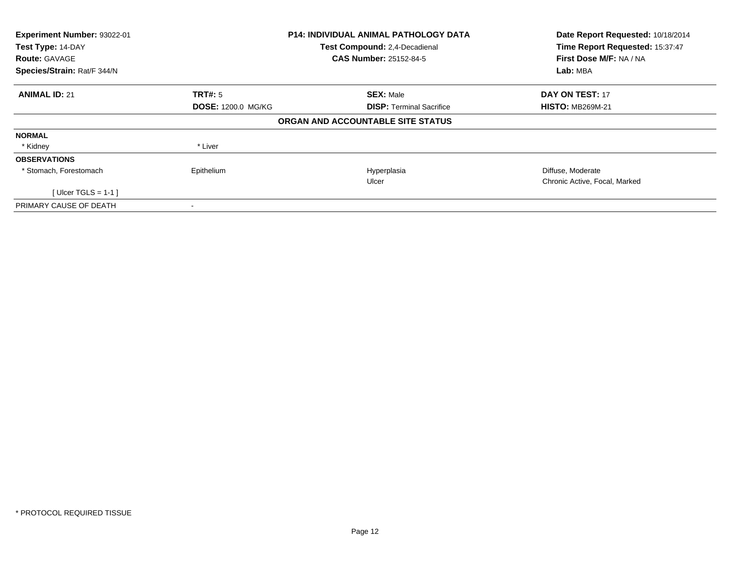| Experiment Number: 93022-01 | P14: INDIVIDUAL ANIMAL PATHOLOGY DATA | Date Report Requested: 10/18/2014 |
|---|---|---|
| Test Type: 14-DAY | Test Compound: 2,4-Decadienal | Time Report Requested: 15:37:47 |
| Route: GAVAGE | CAS Number: 25152-84-5 | First Dose M/F: NA / NA |
| Species/Strain: Rat/F 344/N | | Lab: MBA |

| ANIMAL ID: 21 | TRT#: 5 | SEX: Male | DAY ON TEST: 17 |
|---|---|---|---|
| | DOSE: 1200.0 MG/KG | DISP: Terminal Sacrifice | HISTO: MB269M-21 |

**ORGAN AND ACCOUNTABLE SITE STATUS**

| | | | |
|---|---|---|---|
| **NORMAL** | | | |
| * Kidney | * Liver | | |
| **OBSERVATIONS** | | | |
| * Stomach, Forestomach | Epithelium | Hyperplasia | Diffuse, Moderate |
| | | Ulcer | Chronic Active, Focal, Marked |
| [ Ulcer TGLS = 1-1 ] | | | |
| PRIMARY CAUSE OF DEATH | - | | |

* PROTOCOL REQUIRED TISSUE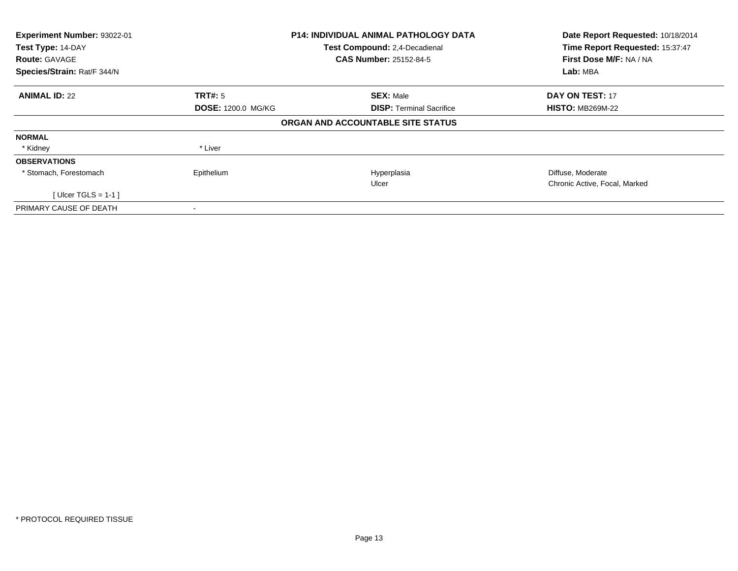| **Experiment Number:** 93022-01 | **P14: INDIVIDUAL ANIMAL PATHOLOGY DATA** | **Date Report Requested:** 10/18/2014 |
|---|---|---|
| **Test Type:** 14-DAY | **Test Compound:** 2,4-Decadienal | **Time Report Requested:** 15:37:47 |
| **Route:** GAVAGE | **CAS Number:** 25152-84-5 | **First Dose M/F:** NA / NA |
| **Species/Strain:** Rat/F 344/N | | **Lab:** MBA |

| **ANIMAL ID:** 22 | **TRT#:** 5 | **SEX:** Male | **DAY ON TEST:** 17 |
|---|---|---|---|
| | **DOSE:** 1200.0 MG/KG | **DISP:** Terminal Sacrifice | **HISTO:** MB269M-22 |

**ORGAN AND ACCOUNTABLE SITE STATUS**

| | | | |
|---|---|---|---|
| **NORMAL** | | | |
| * Kidney | * Liver | | |
| **OBSERVATIONS** | | | |
| * Stomach, Forestomach | Epithelium | Hyperplasia | Diffuse, Moderate |
| | | Ulcer | Chronic Active, Focal, Marked |
| [ Ulcer TGLS = 1-1 ] | | | |
| PRIMARY CAUSE OF DEATH | - | | |

* PROTOCOL REQUIRED TISSUE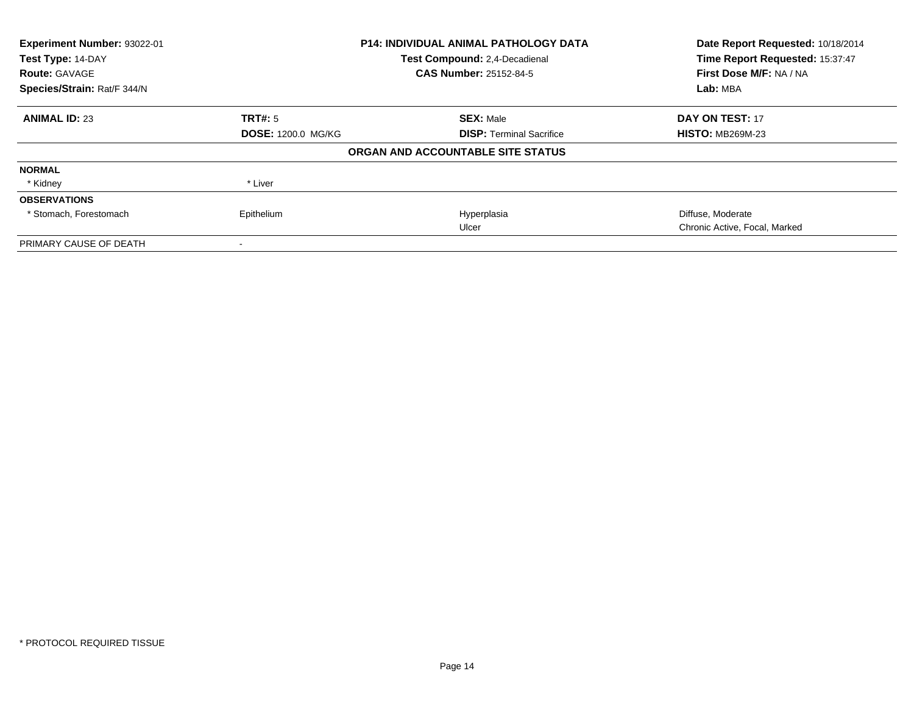| **Experiment Number:** 93022-01 | **P14: INDIVIDUAL ANIMAL PATHOLOGY DATA** | **Date Report Requested:** 10/18/2014 |
|---|---|---|
| **Test Type:** 14-DAY | **Test Compound:** 2,4-Decadienal | **Time Report Requested:** 15:37:47 |
| **Route:** GAVAGE | **CAS Number:** 25152-84-5 | **First Dose M/F:** NA / NA |
| **Species/Strain:** Rat/F 344/N | | **Lab:** MBA |

| **ANIMAL ID:** 23 | **TRT#:** 5 | **SEX:** Male | **DAY ON TEST:** 17 |
|---|---|---|---|
| | **DOSE:** 1200.0 MG/KG | **DISP:** Terminal Sacrifice | **HISTO:** MB269M-23 |

**ORGAN AND ACCOUNTABLE SITE STATUS**

| | | | |
|---|---|---|---|
| **NORMAL** | | | |
| * Kidney | * Liver | | |
| **OBSERVATIONS** | | | |
| * Stomach, Forestomach | Epithelium | Hyperplasia | Diffuse, Moderate |
| | | Ulcer | Chronic Active, Focal, Marked |
| PRIMARY CAUSE OF DEATH | - | | |

* PROTOCOL REQUIRED TISSUE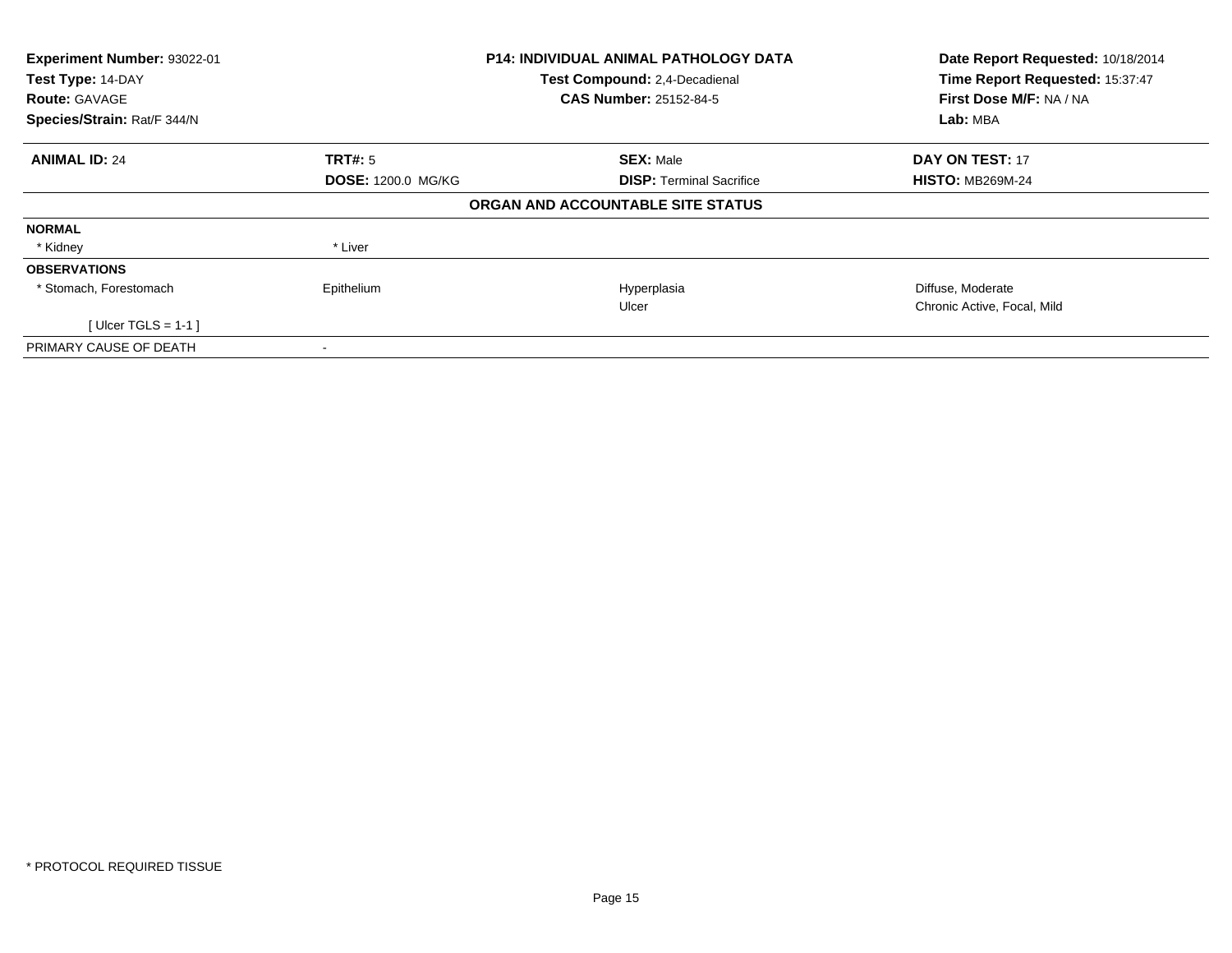**Experiment Number:** 93022-01
**Test Type:** 14-DAY
**Route:** GAVAGE
**Species/Strain:** Rat/F 344/N

**P14: INDIVIDUAL ANIMAL PATHOLOGY DATA**
**Test Compound:** 2,4-Decadienal
**CAS Number:** 25152-84-5

**Date Report Requested:** 10/18/2014
**Time Report Requested:** 15:37:47
**First Dose M/F:** NA / NA
**Lab:** MBA

| **ANIMAL ID:** 24 | **TRT#:** 5 | **SEX:** Male | **DAY ON TEST:** 17 |
|---|---|---|---|
| | **DOSE:** 1200.0 MG/KG | **DISP:** Terminal Sacrifice | **HISTO:** MB269M-24 |

**ORGAN AND ACCOUNTABLE SITE STATUS**

| | | | |
|---|---|---|---|
| **NORMAL** | | | |
| * Kidney | * Liver | | |
| **OBSERVATIONS** | | | |
| * Stomach, Forestomach | Epithelium | Hyperplasia | Diffuse, Moderate |
| | | Ulcer | Chronic Active, Focal, Mild |
| [ Ulcer TGLS = 1-1 ] | | | |
| PRIMARY CAUSE OF DEATH | - | | |

* PROTOCOL REQUIRED TISSUE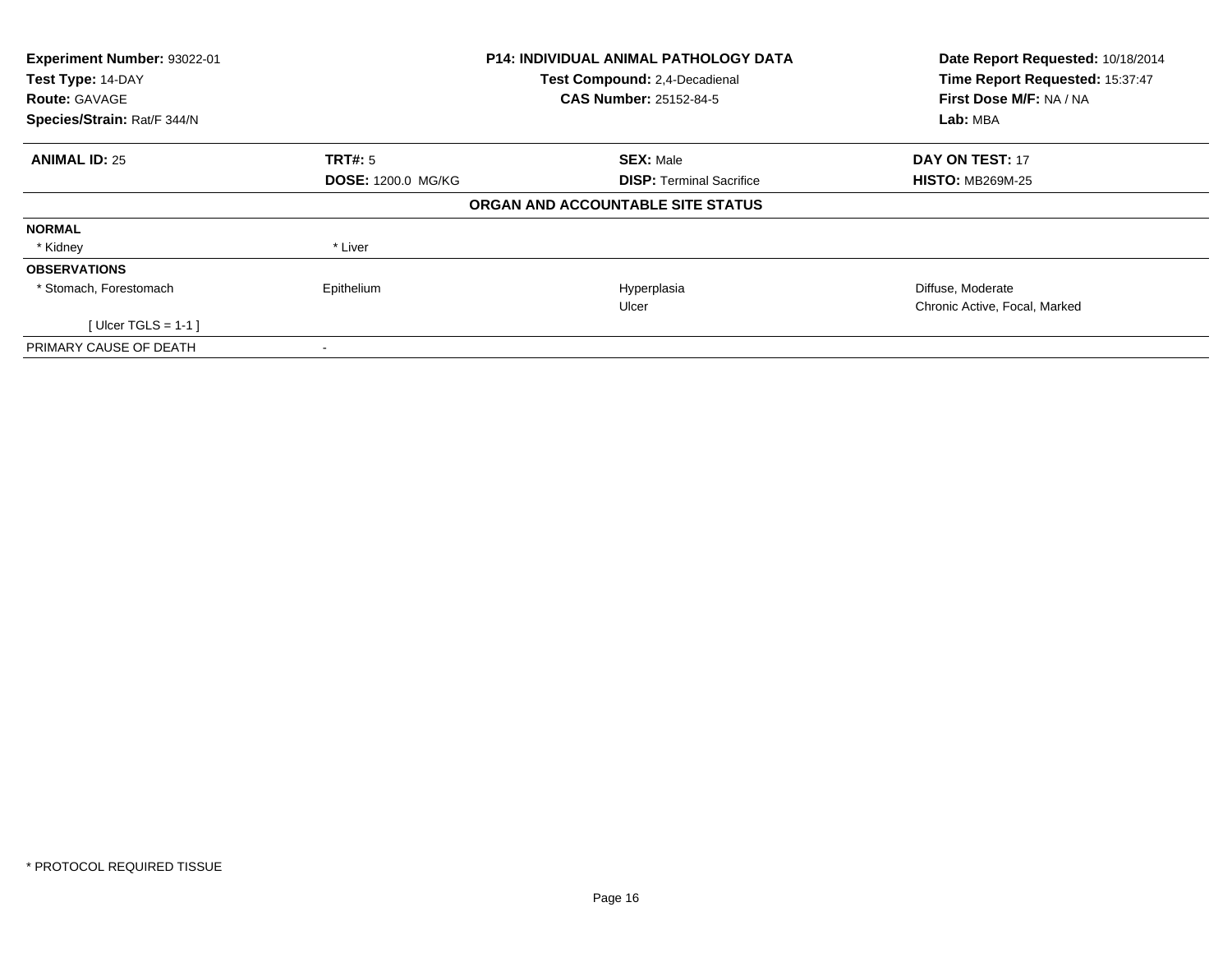**Experiment Number:** 93022-01
**Test Type:** 14-DAY
**Route:** GAVAGE
**Species/Strain:** Rat/F 344/N

**P14: INDIVIDUAL ANIMAL PATHOLOGY DATA**
**Test Compound:** 2,4-Decadienal
**CAS Number:** 25152-84-5

**Date Report Requested:** 10/18/2014
**Time Report Requested:** 15:37:47
**First Dose M/F:** NA / NA
**Lab:** MBA

| **ANIMAL ID:** 25 | **TRT#:** 5 | **SEX:** Male | **DAY ON TEST:** 17 |
|---|---|---|---|
| | **DOSE:** 1200.0 MG/KG | **DISP:** Terminal Sacrifice | **HISTO:** MB269M-25 |

**ORGAN AND ACCOUNTABLE SITE STATUS**

| | | | |
|---|---|---|---|
| **NORMAL** | | | |
| * Kidney | * Liver | | |
| **OBSERVATIONS** | | | |
| * Stomach, Forestomach | Epithelium | Hyperplasia | Diffuse, Moderate |
| | | Ulcer | Chronic Active, Focal, Marked |
| [ Ulcer TGLS = 1-1 ] | | | |
| PRIMARY CAUSE OF DEATH | - | | |

* PROTOCOL REQUIRED TISSUE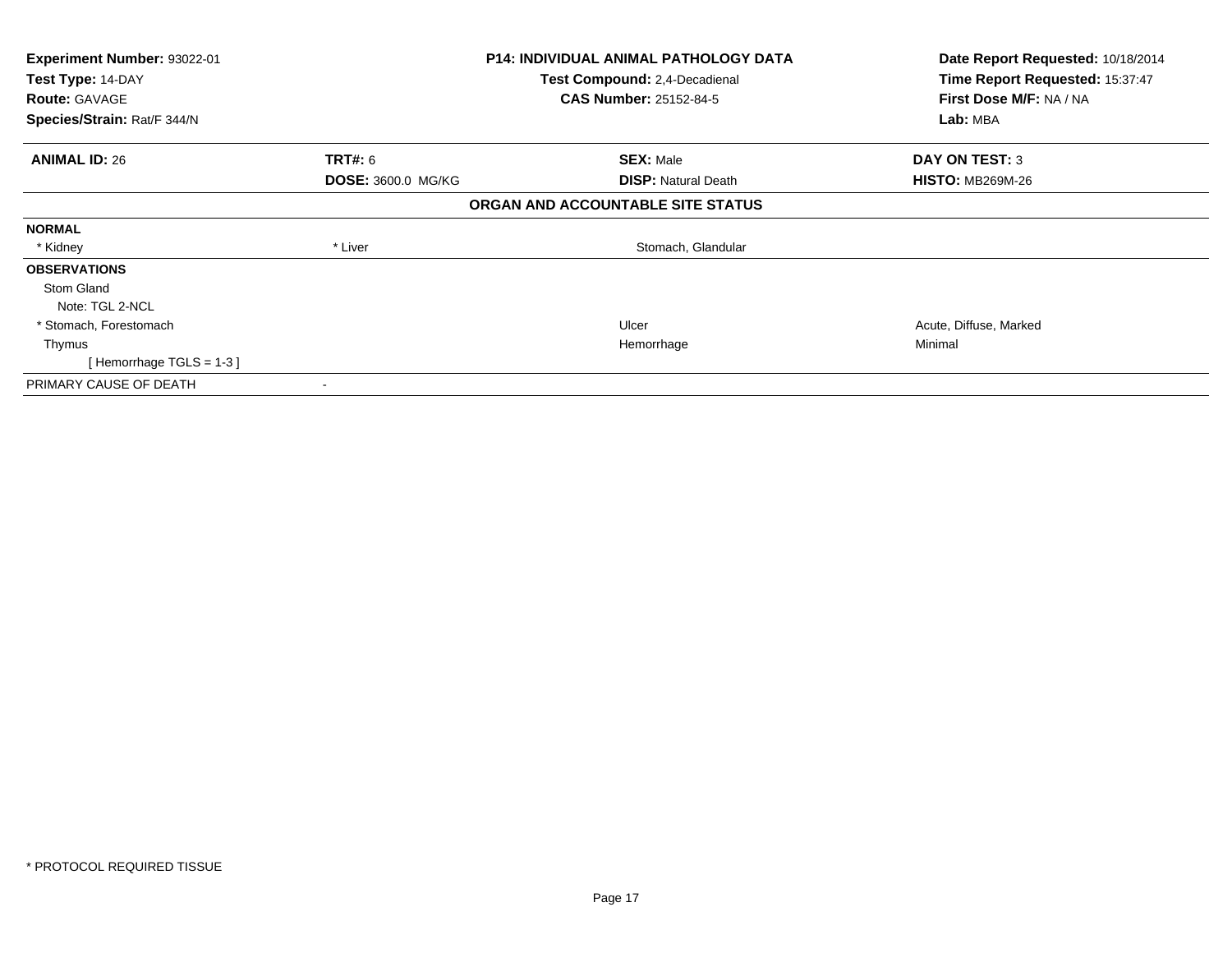| | | | |
|---|---|---|---|
| **Experiment Number:** 93022-01 | **P14: INDIVIDUAL ANIMAL PATHOLOGY DATA** | | **Date Report Requested:** 10/18/2014 |
| **Test Type:** 14-DAY | **Test Compound:** 2,4-Decadienal | | **Time Report Requested:** 15:37:47 |
| **Route:** GAVAGE | **CAS Number:** 25152-84-5 | | **First Dose M/F:** NA / NA |
| **Species/Strain:** Rat/F 344/N | | | **Lab:** MBA |

| | | | |
|---|---|---|---|
| **ANIMAL ID:** 26 | **TRT#:** 6 | **SEX:** Male | **DAY ON TEST:** 3 |
| | **DOSE:** 3600.0 MG/KG | **DISP:** Natural Death | **HISTO:** MB269M-26 |

## ORGAN AND ACCOUNTABLE SITE STATUS

| | | | |
|---|---|---|---|
| **NORMAL** | | | |
| * Kidney | * Liver | Stomach, Glandular | |
| **OBSERVATIONS** | | | |
| Stom Gland | | | |
| Note: TGL 2-NCL | | | |
| * Stomach, Forestomach | | Ulcer | Acute, Diffuse, Marked |
| Thymus | | Hemorrhage | Minimal |
| [ Hemorrhage TGLS = 1-3 ] | | | |
| PRIMARY CAUSE OF DEATH | - | | |

* PROTOCOL REQUIRED TISSUE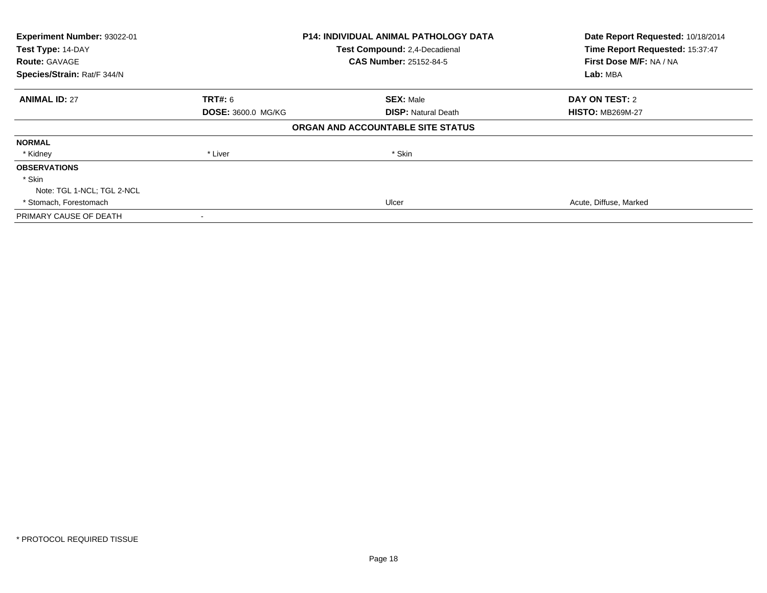| **Experiment Number:** 93022-01 | **P14: INDIVIDUAL ANIMAL PATHOLOGY DATA** | **Date Report Requested:** 10/18/2014 |
|---|---|---|
| **Test Type:** 14-DAY | **Test Compound:** 2,4-Decadienal | **Time Report Requested:** 15:37:47 |
| **Route:** GAVAGE | **CAS Number:** 25152-84-5 | **First Dose M/F:** NA / NA |
| **Species/Strain:** Rat/F 344/N | | **Lab:** MBA |

| **ANIMAL ID:** 27 | **TRT#:** 6 | **SEX:** Male | **DAY ON TEST:** 2 |
|---|---|---|---|
| | **DOSE:** 3600.0 MG/KG | **DISP:** Natural Death | **HISTO:** MB269M-27 |

**ORGAN AND ACCOUNTABLE SITE STATUS**

| | | | |
|---|---|---|---|
| **NORMAL** | | | |
| * Kidney | * Liver | * Skin | |
| **OBSERVATIONS** | | | |
| * Skin | | | |
| Note: TGL 1-NCL; TGL 2-NCL | | | |
| * Stomach, Forestomach | | Ulcer | Acute, Diffuse, Marked |
| PRIMARY CAUSE OF DEATH | - | | |

* PROTOCOL REQUIRED TISSUE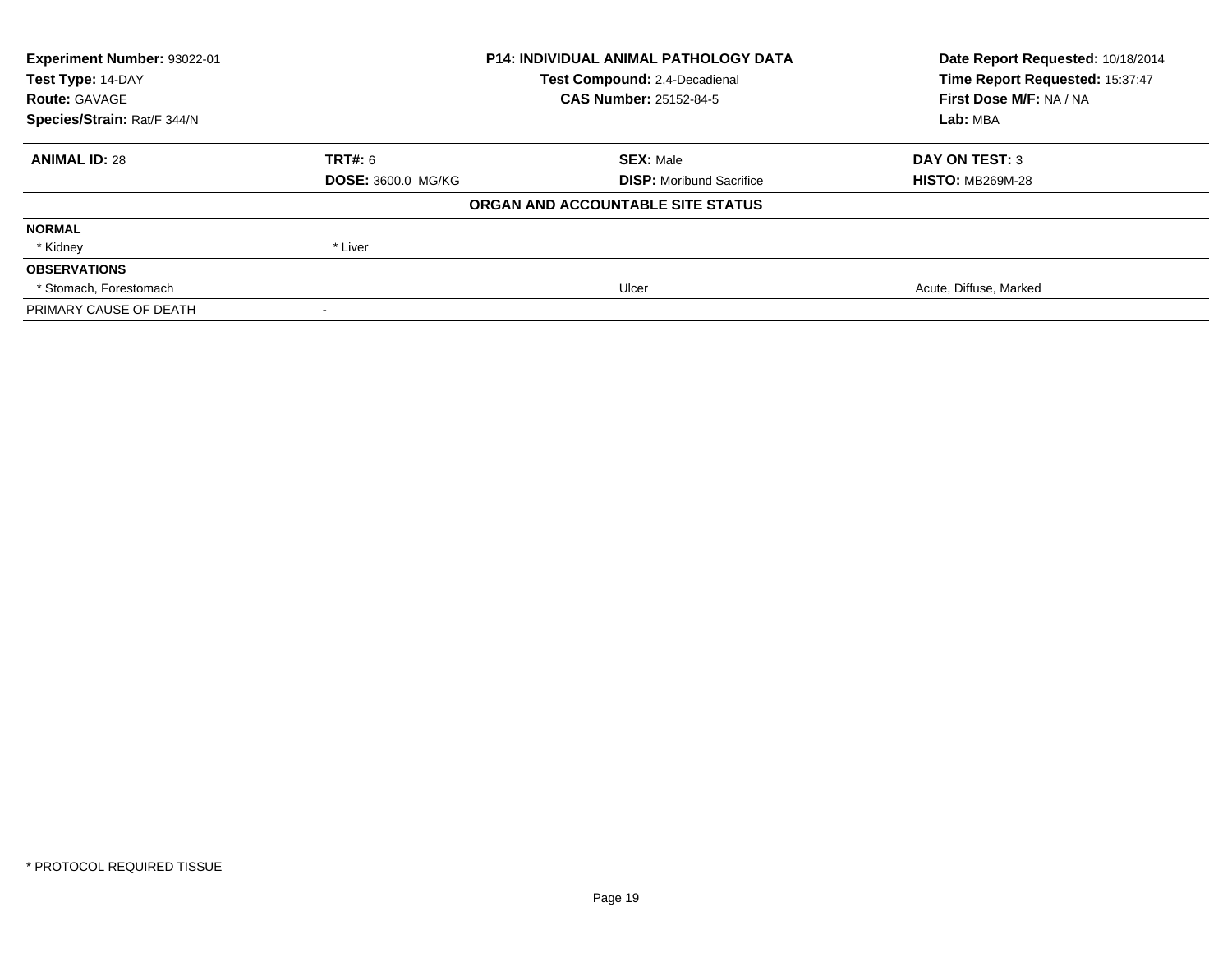| Experiment Number: 93022-01 | P14: INDIVIDUAL ANIMAL PATHOLOGY DATA | Date Report Requested: 10/18/2014 |
|---|---|---|
| Test Type: 14-DAY | Test Compound: 2,4-Decadienal | Time Report Requested: 15:37:47 |
| Route: GAVAGE | CAS Number: 25152-84-5 | First Dose M/F: NA / NA |
| Species/Strain: Rat/F 344/N | | Lab: MBA |

| **ANIMAL ID:** 28 | **TRT#:** 6 | **SEX:** Male | **DAY ON TEST:** 3 |
|---|---|---|---|
| | **DOSE:** 3600.0 MG/KG | **DISP:** Moribund Sacrifice | **HISTO:** MB269M-28 |

**ORGAN AND ACCOUNTABLE SITE STATUS**

| | | | |
|---|---|---|---|
| **NORMAL** | | | |
| * Kidney | * Liver | | |
| **OBSERVATIONS** | | | |
| * Stomach, Forestomach | | Ulcer | Acute, Diffuse, Marked |
| PRIMARY CAUSE OF DEATH | - | | |

* PROTOCOL REQUIRED TISSUE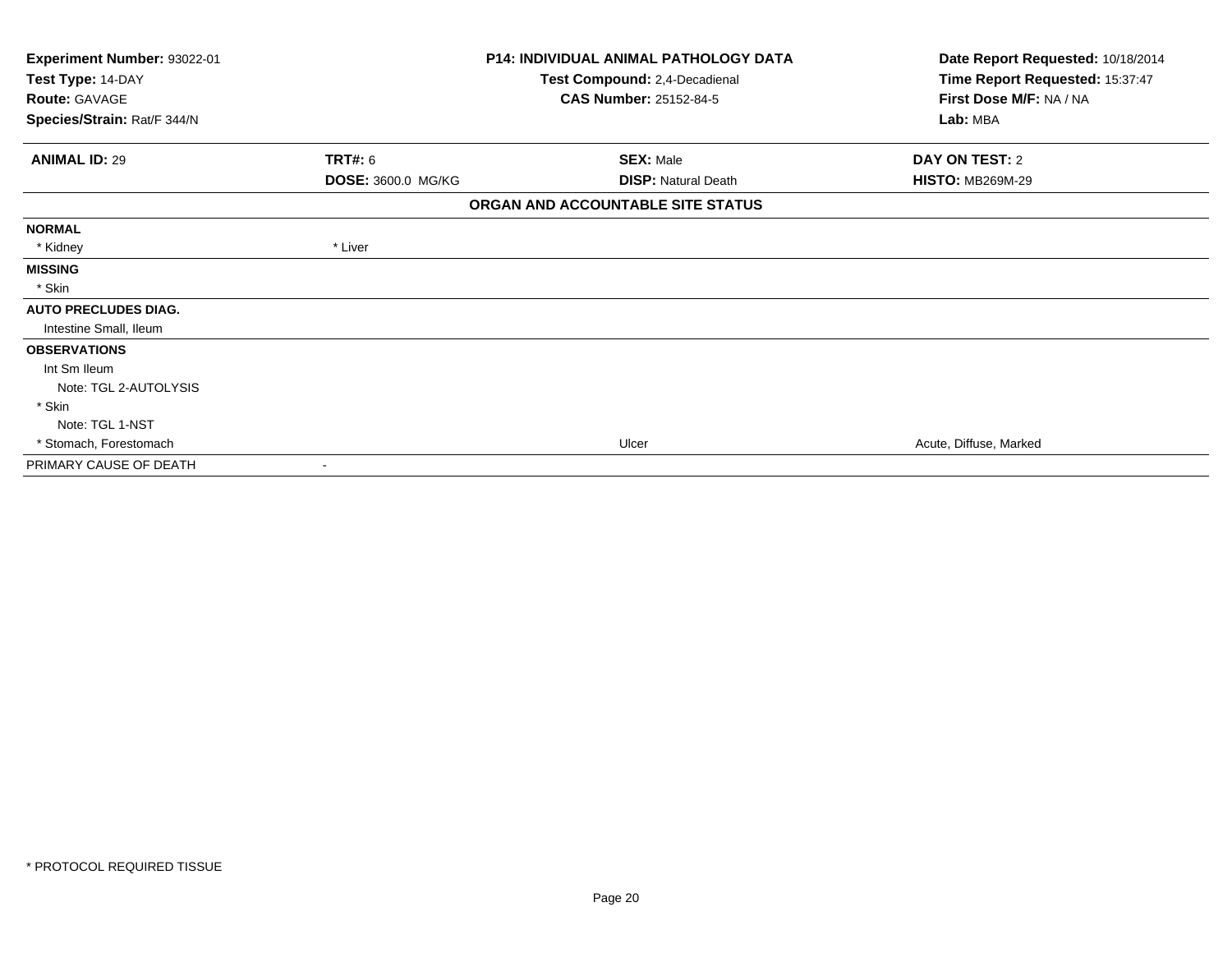| Experiment Number: 93022-01 | P14: INDIVIDUAL ANIMAL PATHOLOGY DATA | Date Report Requested: 10/18/2014 |
|---|---|---|
| Test Type: 14-DAY | Test Compound: 2,4-Decadienal | Time Report Requested: 15:37:47 |
| Route: GAVAGE | CAS Number: 25152-84-5 | First Dose M/F: NA / NA |
| Species/Strain: Rat/F 344/N | | Lab: MBA |

| ANIMAL ID: 29 | TRT#: 6 | SEX: Male | DAY ON TEST: 2 |
|---|---|---|---|
| | DOSE: 3600.0 MG/KG | DISP: Natural Death | HISTO: MB269M-29 |

**ORGAN AND ACCOUNTABLE SITE STATUS**

| | | | |
|---|---|---|---|
| **NORMAL** | | | |
| * Kidney | * Liver | | |
| **MISSING** | | | |
| * Skin | | | |
| **AUTO PRECLUDES DIAG.** | | | |
| Intestine Small, Ileum | | | |
| **OBSERVATIONS** | | | |
| Int Sm Ileum | | | |
| Note: TGL 2-AUTOLYSIS | | | |
| * Skin | | | |
| Note: TGL 1-NST | | | |
| * Stomach, Forestomach | | Ulcer | Acute, Diffuse, Marked |
| PRIMARY CAUSE OF DEATH | - | | |

* PROTOCOL REQUIRED TISSUE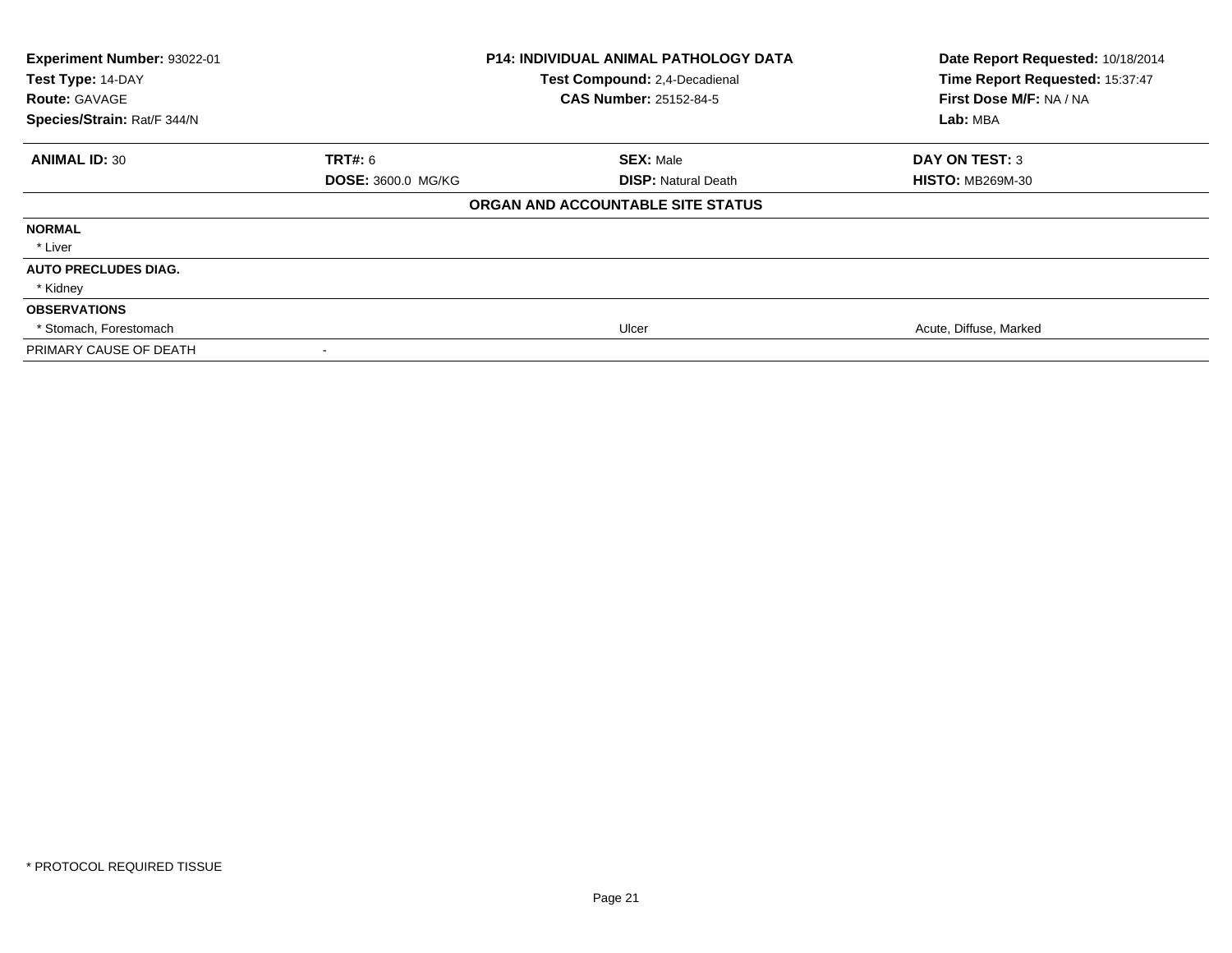**Experiment Number:** 93022-01
**Test Type:** 14-DAY
**Route:** GAVAGE
**Species/Strain:** Rat/F 344/N

**P14: INDIVIDUAL ANIMAL PATHOLOGY DATA**
**Test Compound:** 2,4-Decadienal
**CAS Number:** 25152-84-5

**Date Report Requested:** 10/18/2014
**Time Report Requested:** 15:37:47
**First Dose M/F:** NA / NA
**Lab:** MBA

| **ANIMAL ID:** 30 | **TRT#:** 6 | **SEX:** Male | **DAY ON TEST:** 3 |
|---|---|---|---|
| | **DOSE:** 3600.0 MG/KG | **DISP:** Natural Death | **HISTO:** MB269M-30 |
| | | **ORGAN AND ACCOUNTABLE SITE STATUS** | |
| **NORMAL** | | | |
| * Liver | | | |
| **AUTO PRECLUDES DIAG.** | | | |
| * Kidney | | | |
| **OBSERVATIONS** | | | |
| * Stomach, Forestomach | | Ulcer | Acute, Diffuse, Marked |
| PRIMARY CAUSE OF DEATH | - | | |

\* PROTOCOL REQUIRED TISSUE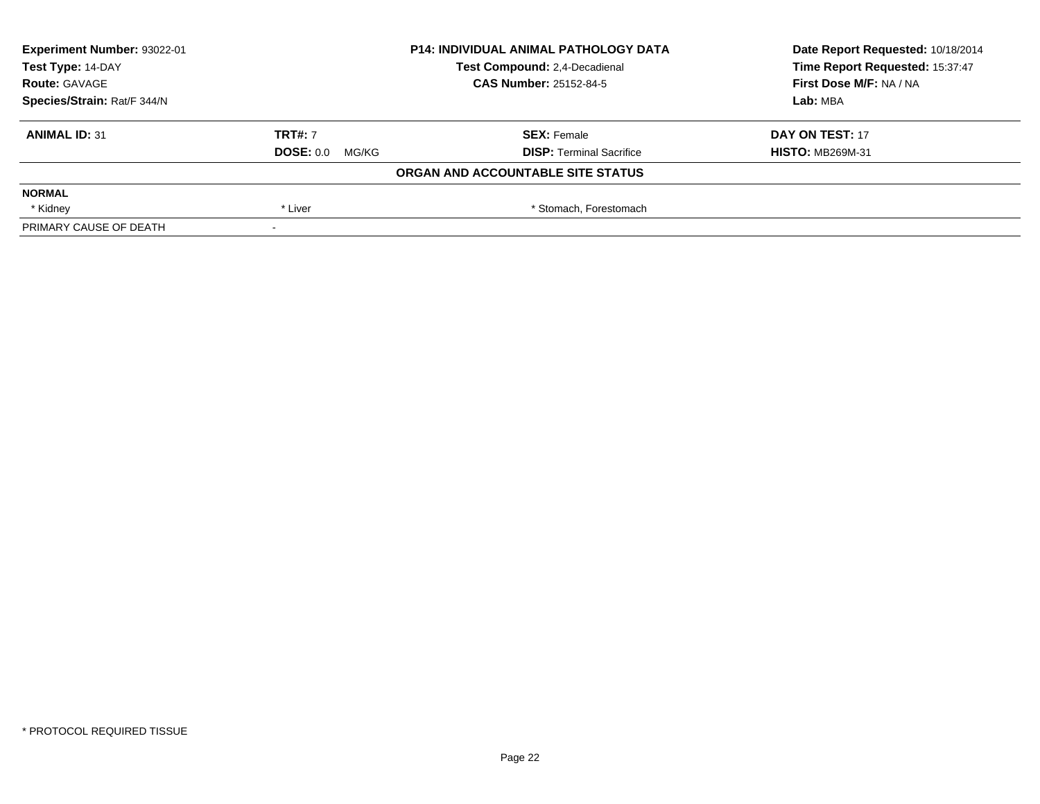| Experiment Number: 93022-01 | P14: INDIVIDUAL ANIMAL PATHOLOGY DATA | Date Report Requested: 10/18/2014 |
|---|---|---|
| Test Type: 14-DAY | Test Compound: 2,4-Decadienal | Time Report Requested: 15:37:47 |
| Route: GAVAGE | CAS Number: 25152-84-5 | First Dose M/F: NA / NA |
| Species/Strain: Rat/F 344/N | | Lab: MBA |

| ANIMAL ID: 31 | TRT#: 7 | SEX: Female | DAY ON TEST: 17 |
|---|---|---|---|
| | DOSE: 0.0 MG/KG | DISP: Terminal Sacrifice | HISTO: MB269M-31 |

**ORGAN AND ACCOUNTABLE SITE STATUS**

| NORMAL | | | |
|---|---|---|---|
| * Kidney | * Liver | * Stomach, Forestomach | |
| PRIMARY CAUSE OF DEATH | - | | |

* PROTOCOL REQUIRED TISSUE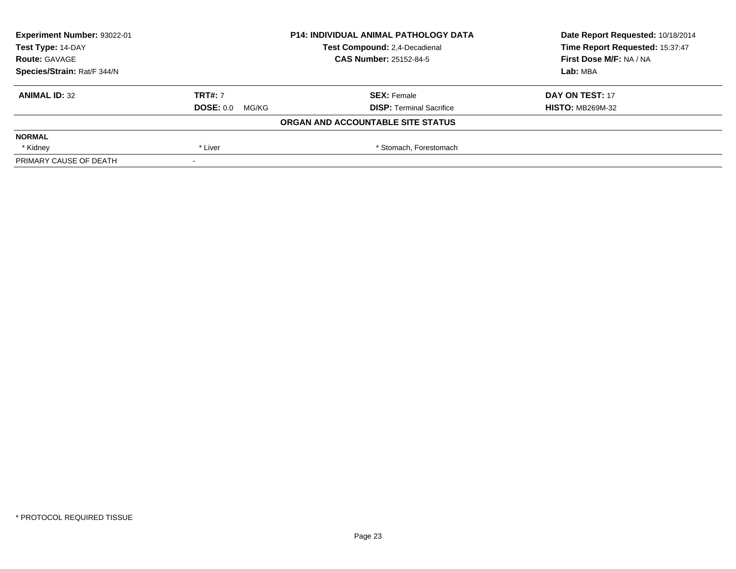| Experiment Number: 93022-01 | P14: INDIVIDUAL ANIMAL PATHOLOGY DATA | Date Report Requested: 10/18/2014 |
|---|---|---|
| Test Type: 14-DAY | Test Compound: 2,4-Decadienal | Time Report Requested: 15:37:47 |
| Route: GAVAGE | CAS Number: 25152-84-5 | First Dose M/F: NA / NA |
| Species/Strain: Rat/F 344/N | | Lab: MBA |

| ANIMAL ID: 32 | TRT#: 7 | SEX: Female | DAY ON TEST: 17 |
|---|---|---|---|
| | DOSE: 0.0 MG/KG | DISP: Terminal Sacrifice | HISTO: MB269M-32 |

**ORGAN AND ACCOUNTABLE SITE STATUS**

| NORMAL | | | |
|---|---|---|---|
| * Kidney | * Liver | * Stomach, Forestomach | |
| PRIMARY CAUSE OF DEATH | - | | |

* PROTOCOL REQUIRED TISSUE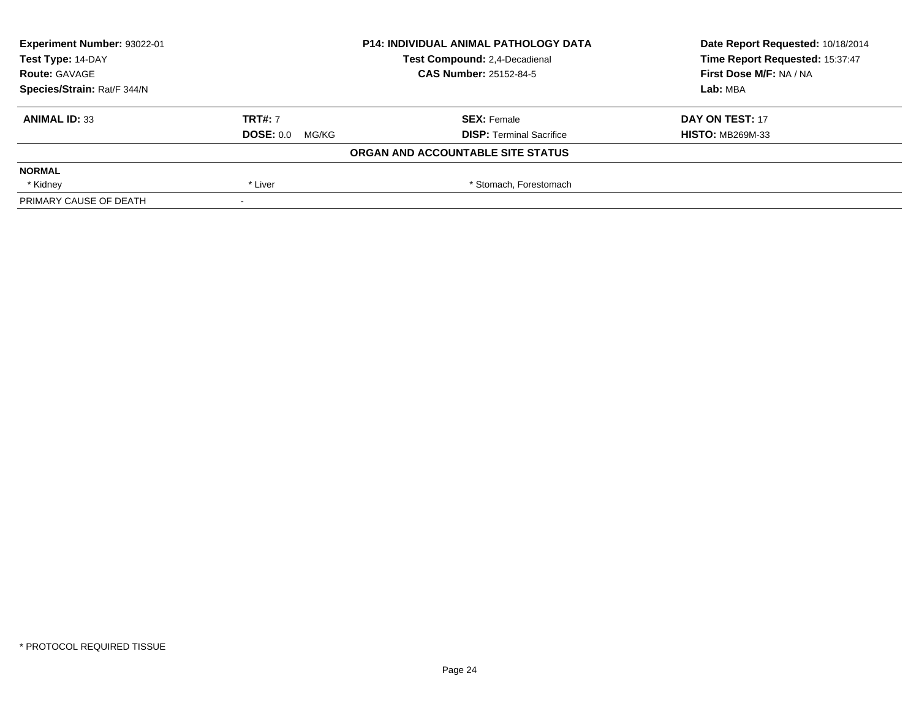| Experiment Number: 93022-01 | P14: INDIVIDUAL ANIMAL PATHOLOGY DATA | Date Report Requested: 10/18/2014 |
|---|---|---|
| Test Type: 14-DAY | Test Compound: 2,4-Decadienal | Time Report Requested: 15:37:47 |
| Route: GAVAGE | CAS Number: 25152-84-5 | First Dose M/F: NA / NA |
| Species/Strain: Rat/F 344/N | | Lab: MBA |

| ANIMAL ID: 33 | TRT#: 7 | SEX: Female | DAY ON TEST: 17 |
|---|---|---|---|
| | DOSE: 0.0 MG/KG | DISP: Terminal Sacrifice | HISTO: MB269M-33 |

**ORGAN AND ACCOUNTABLE SITE STATUS**

| NORMAL | | | |
|---|---|---|---|
| * Kidney | * Liver | * Stomach, Forestomach | |
| PRIMARY CAUSE OF DEATH | - | | |

* PROTOCOL REQUIRED TISSUE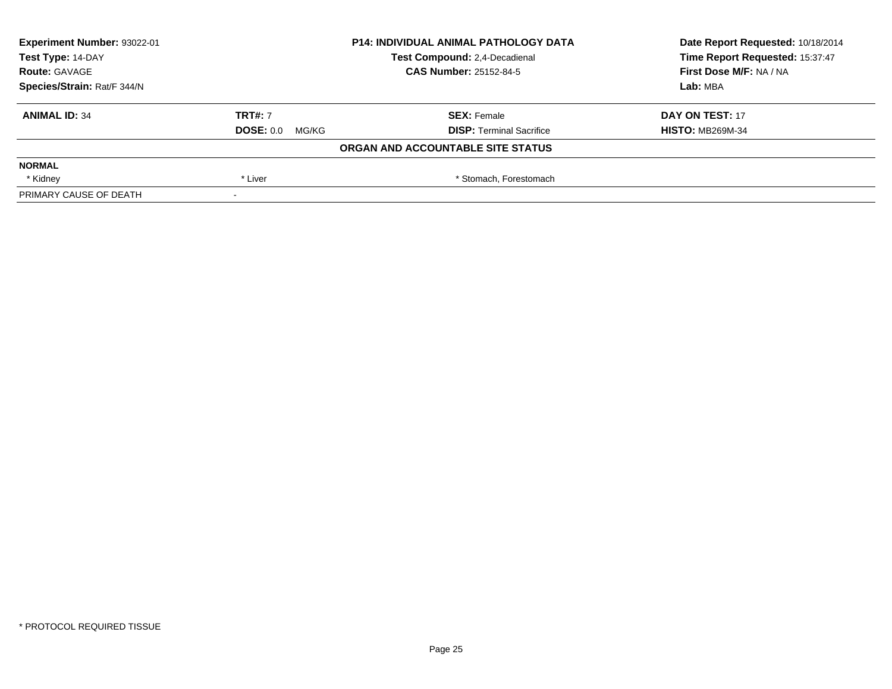| **Experiment Number:** 93022-01 | **P14: INDIVIDUAL ANIMAL PATHOLOGY DATA** | **Date Report Requested:** 10/18/2014 |
|---|---|---|
| **Test Type:** 14-DAY | **Test Compound:** 2,4-Decadienal | **Time Report Requested:** 15:37:47 |
| **Route:** GAVAGE | **CAS Number:** 25152-84-5 | **First Dose M/F:** NA / NA |
| **Species/Strain:** Rat/F 344/N | | **Lab:** MBA |

| **ANIMAL ID:** 34 | **TRT#:** 7 | **SEX:** Female | **DAY ON TEST:** 17 |
|---|---|---|---|
| | **DOSE:** 0.0 MG/KG | **DISP:** Terminal Sacrifice | **HISTO:** MB269M-34 |

**ORGAN AND ACCOUNTABLE SITE STATUS**

| **NORMAL** | | |
|---|---|---|
| * Kidney | * Liver | * Stomach, Forestomach |
| PRIMARY CAUSE OF DEATH | - | |

* PROTOCOL REQUIRED TISSUE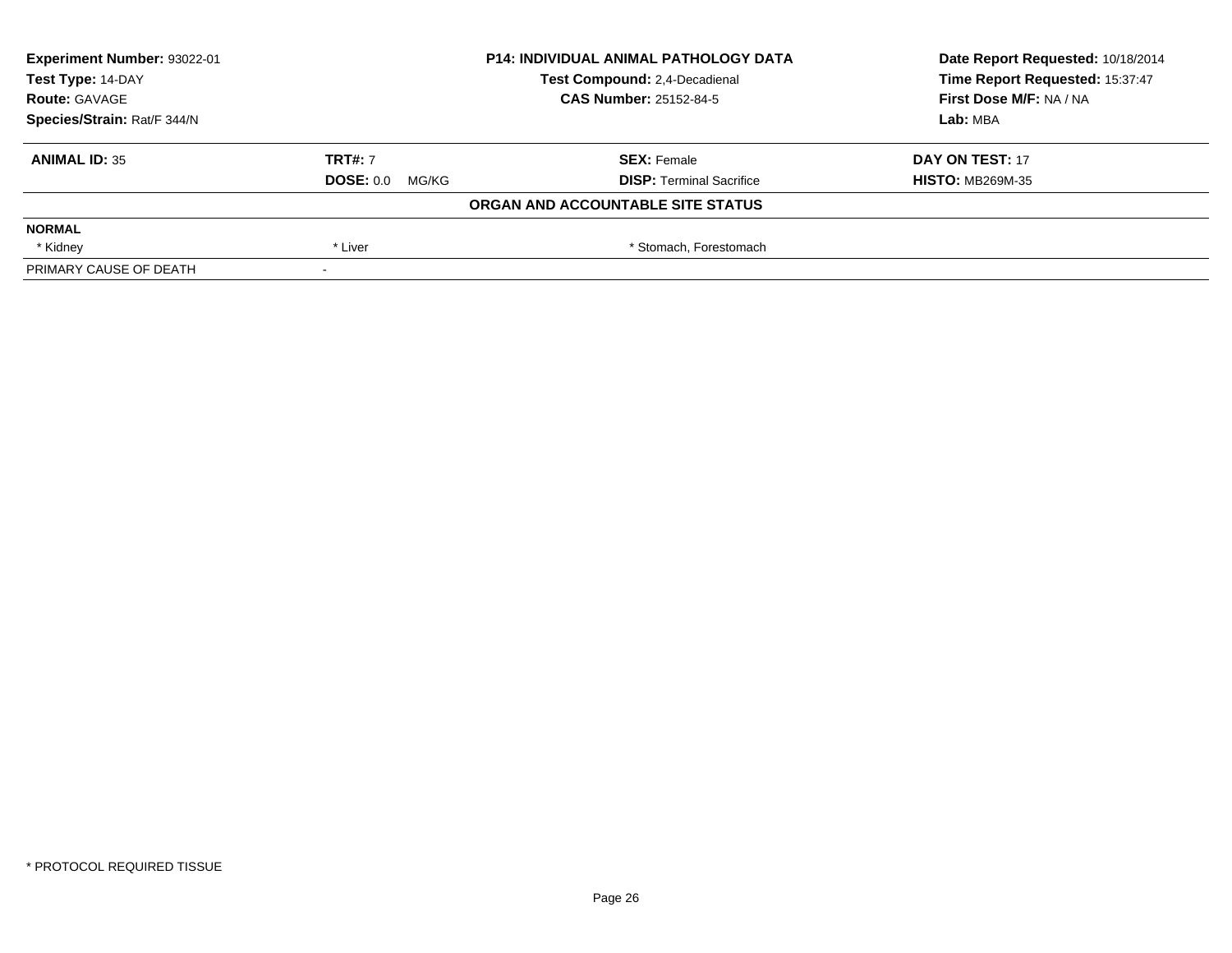| Experiment Number: 93022-01 | P14: INDIVIDUAL ANIMAL PATHOLOGY DATA | Date Report Requested: 10/18/2014 |
|---|---|---|
| Test Type: 14-DAY | Test Compound: 2,4-Decadienal | Time Report Requested: 15:37:47 |
| Route: GAVAGE | CAS Number: 25152-84-5 | First Dose M/F: NA / NA |
| Species/Strain: Rat/F 344/N | | Lab: MBA |

| ANIMAL ID: 35 | TRT#: 7 | SEX: Female | DAY ON TEST: 17 |
|---|---|---|---|
| | DOSE: 0.0 MG/KG | DISP: Terminal Sacrifice | HISTO: MB269M-35 |

**ORGAN AND ACCOUNTABLE SITE STATUS**

| NORMAL | | |
|---|---|---|
| * Kidney | * Liver | * Stomach, Forestomach |
| PRIMARY CAUSE OF DEATH | - | |

* PROTOCOL REQUIRED TISSUE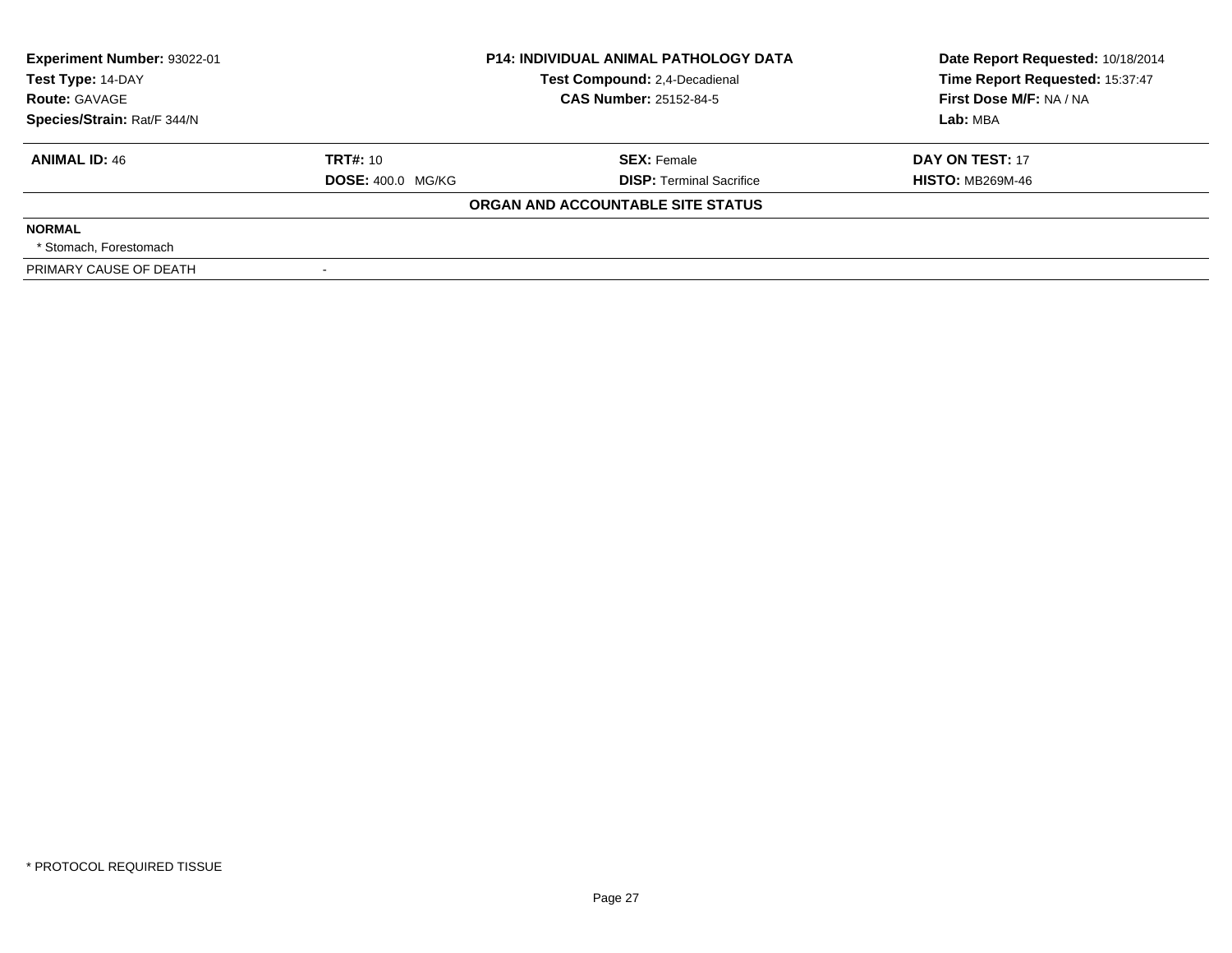| Experiment Number: 93022-01 | P14: INDIVIDUAL ANIMAL PATHOLOGY DATA | Date Report Requested: 10/18/2014 |
|---|---|---|
| Test Type: 14-DAY | Test Compound: 2,4-Decadienal | Time Report Requested: 15:37:47 |
| Route: GAVAGE | CAS Number: 25152-84-5 | First Dose M/F: NA / NA |
| Species/Strain: Rat/F 344/N | | Lab: MBA |

| **ANIMAL ID:** 46 | **TRT#:** 10 | **SEX:** Female | **DAY ON TEST:** 17 |
|---|---|---|---|
| | **DOSE:** 400.0 MG/KG | **DISP:** Terminal Sacrifice | **HISTO:** MB269M-46 |

**ORGAN AND ACCOUNTABLE SITE STATUS**

**NORMAL**

* Stomach, Forestomach

| PRIMARY CAUSE OF DEATH | - |
|---|---|

* PROTOCOL REQUIRED TISSUE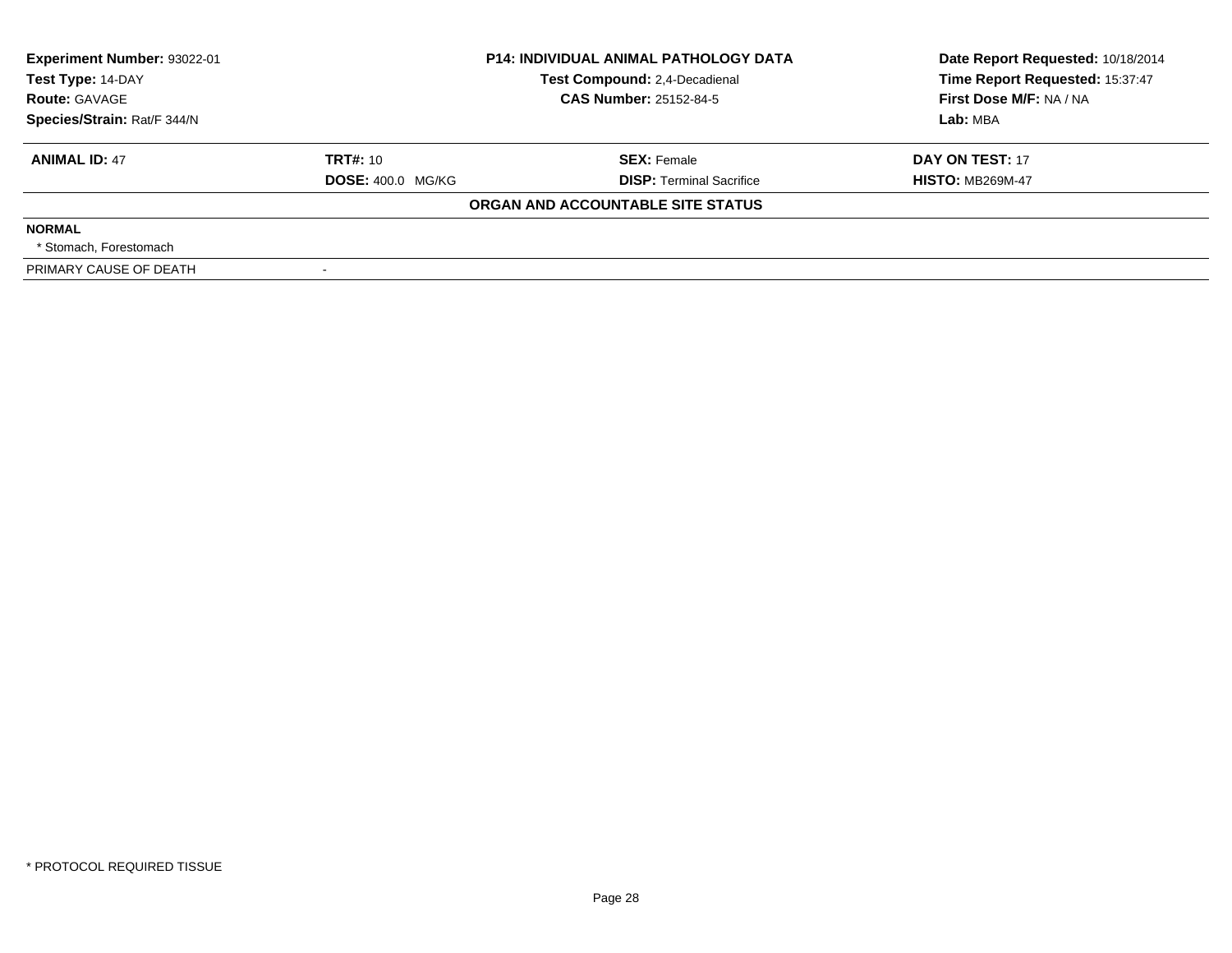| **Experiment Number:** 93022-01 | **P14: INDIVIDUAL ANIMAL PATHOLOGY DATA** | **Date Report Requested:** 10/18/2014 |
|---|---|---|
| **Test Type:** 14-DAY | **Test Compound:** 2,4-Decadienal | **Time Report Requested:** 15:37:47 |
| **Route:** GAVAGE | **CAS Number:** 25152-84-5 | **First Dose M/F:** NA / NA |
| **Species/Strain:** Rat/F 344/N | | **Lab:** MBA |

| **ANIMAL ID:** 47 | **TRT#:** 10 | **SEX:** Female | **DAY ON TEST:** 17 |
|---|---|---|---|
| | **DOSE:** 400.0 MG/KG | **DISP:** Terminal Sacrifice | **HISTO:** MB269M-47 |

**ORGAN AND ACCOUNTABLE SITE STATUS**

**NORMAL**

* Stomach, Forestomach

| PRIMARY CAUSE OF DEATH | - |
|---|---|

* PROTOCOL REQUIRED TISSUE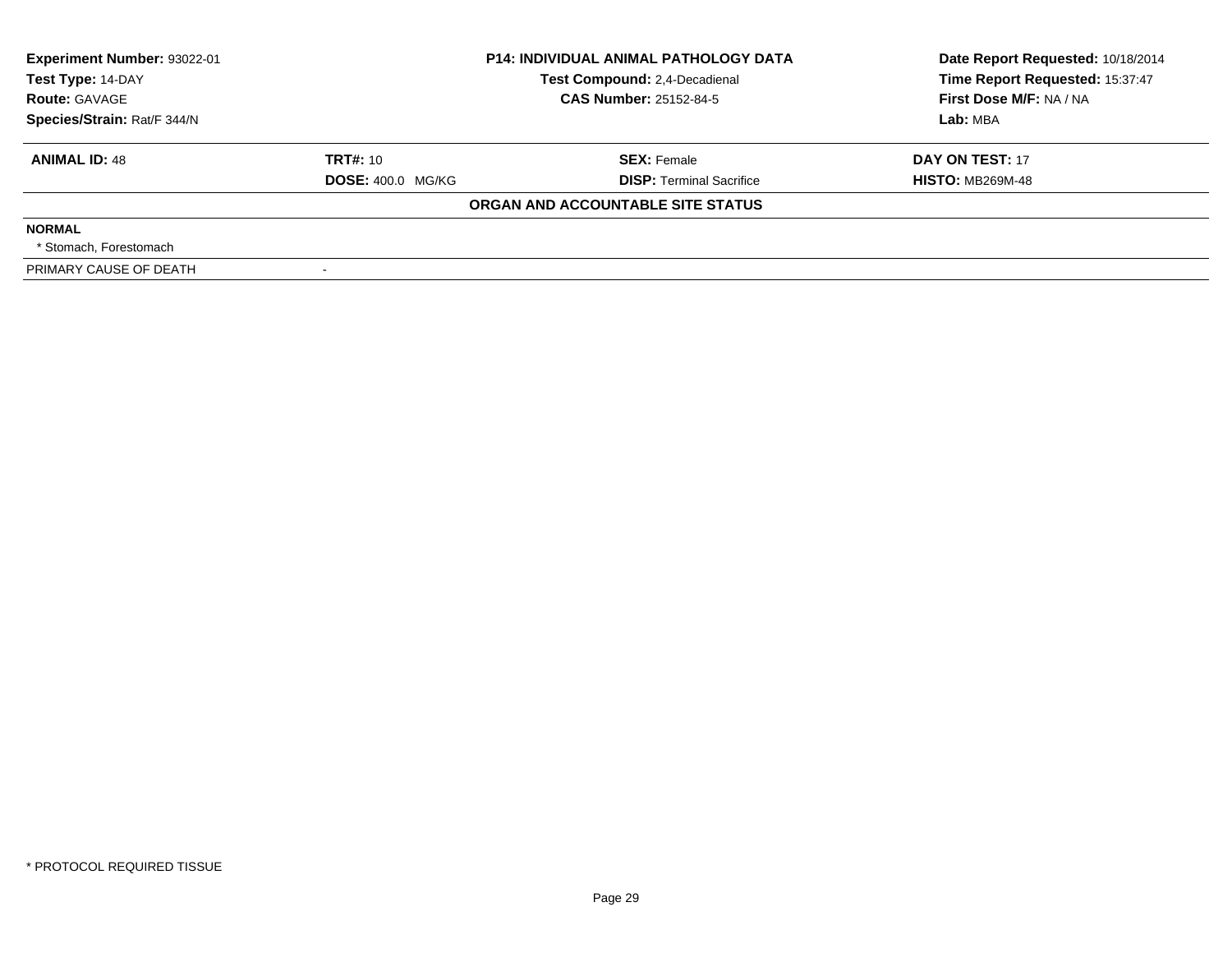| Experiment Number: 93022-01 | P14: INDIVIDUAL ANIMAL PATHOLOGY DATA | Date Report Requested: 10/18/2014 |
|---|---|---|
| Test Type: 14-DAY | Test Compound: 2,4-Decadienal | Time Report Requested: 15:37:47 |
| Route: GAVAGE | CAS Number: 25152-84-5 | First Dose M/F: NA / NA |
| Species/Strain: Rat/F 344/N | | Lab: MBA |

| ANIMAL ID: 48 | TRT#: 10 | SEX: Female | DAY ON TEST: 17 |
|---|---|---|---|
| | DOSE: 400.0 MG/KG | DISP: Terminal Sacrifice | HISTO: MB269M-48 |

**ORGAN AND ACCOUNTABLE SITE STATUS**

**NORMAL**

* Stomach, Forestomach

| PRIMARY CAUSE OF DEATH | - |
|---|---|

* PROTOCOL REQUIRED TISSUE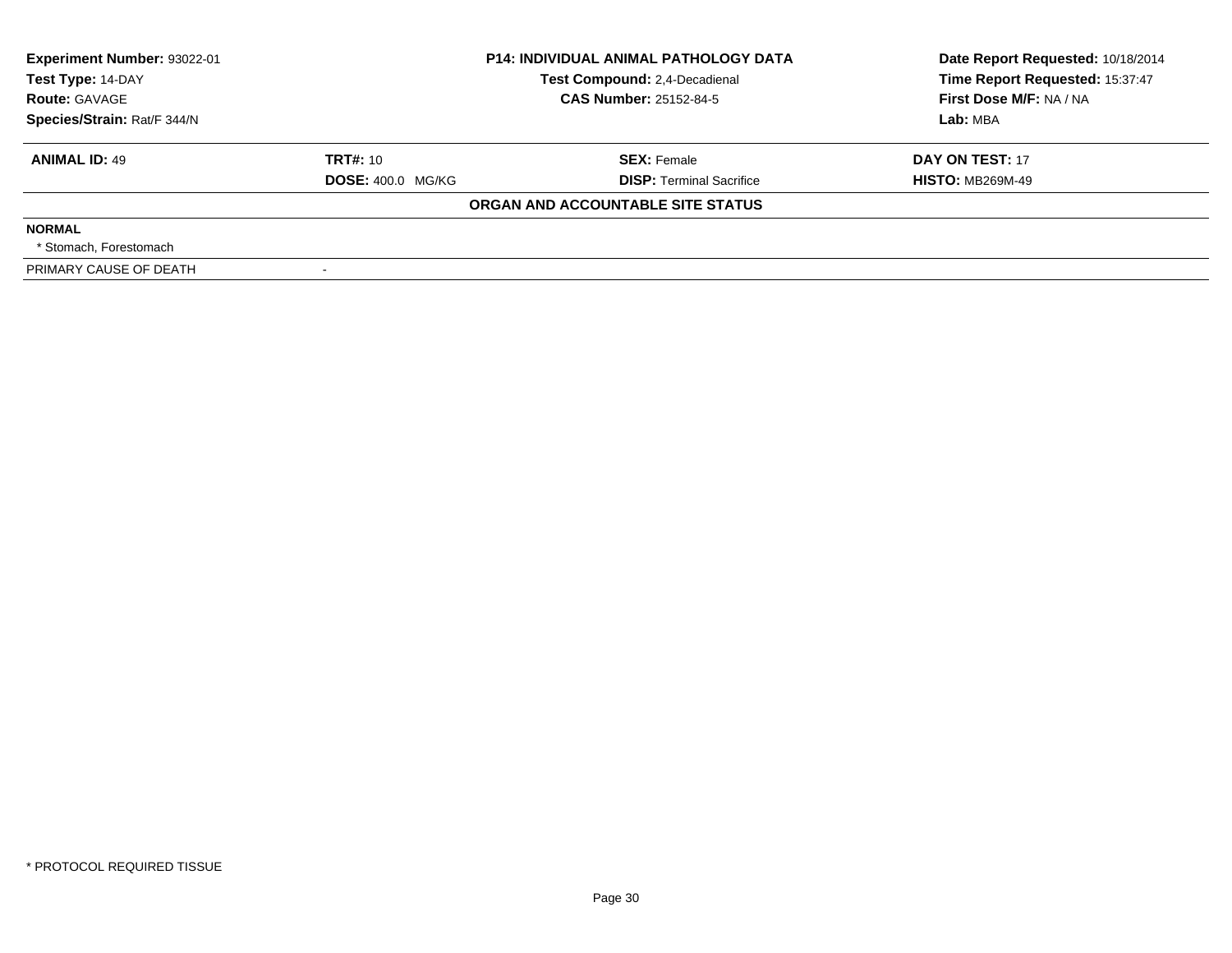| Experiment Number: 93022-01 | P14: INDIVIDUAL ANIMAL PATHOLOGY DATA | Date Report Requested: 10/18/2014 |
|---|---|---|
| Test Type: 14-DAY | Test Compound: 2,4-Decadienal | Time Report Requested: 15:37:47 |
| Route: GAVAGE | CAS Number: 25152-84-5 | First Dose M/F: NA / NA |
| Species/Strain: Rat/F 344/N | | Lab: MBA |

| **ANIMAL ID:** 49 | **TRT#:** 10 | **SEX:** Female | **DAY ON TEST:** 17 |
|---|---|---|---|
| | **DOSE:** 400.0 MG/KG | **DISP:** Terminal Sacrifice | **HISTO:** MB269M-49 |

**ORGAN AND ACCOUNTABLE SITE STATUS**

**NORMAL**

* Stomach, Forestomach

PRIMARY CAUSE OF DEATH -

* PROTOCOL REQUIRED TISSUE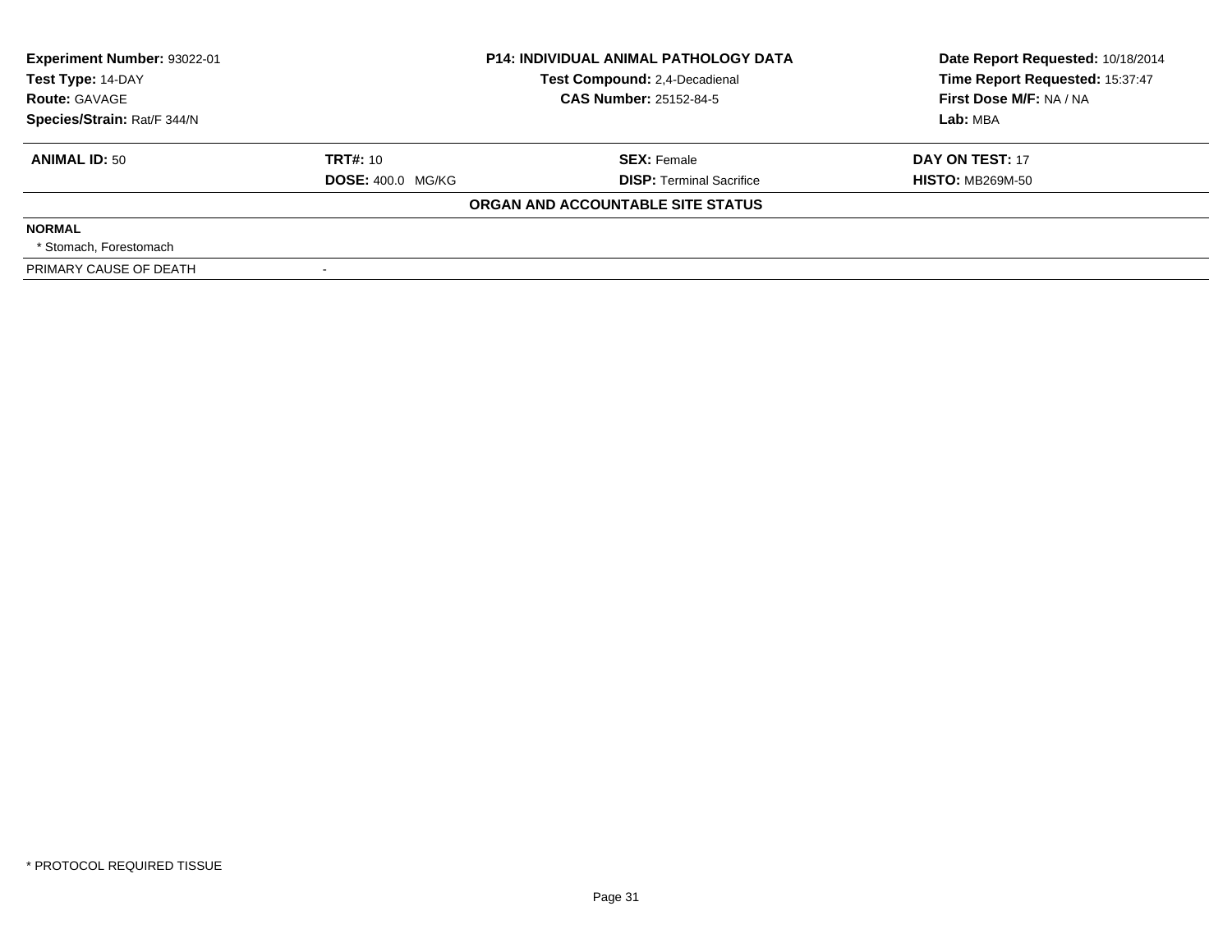**Experiment Number:** 93022-01
**Test Type:** 14-DAY
**Route:** GAVAGE
**Species/Strain:** Rat/F 344/N

**P14: INDIVIDUAL ANIMAL PATHOLOGY DATA**
**Test Compound:** 2,4-Decadienal
**CAS Number:** 25152-84-5

**Date Report Requested:** 10/18/2014
**Time Report Requested:** 15:37:47
**First Dose M/F:** NA / NA
**Lab:** MBA

| **ANIMAL ID:** 50 | **TRT#:** 10 | **SEX:** Female | **DAY ON TEST:** 17 |
|---|---|---|---|
| | **DOSE:** 400.0 MG/KG | **DISP:** Terminal Sacrifice | **HISTO:** MB269M-50 |

**ORGAN AND ACCOUNTABLE SITE STATUS**

**NORMAL**

* Stomach, Forestomach

PRIMARY CAUSE OF DEATH -

* PROTOCOL REQUIRED TISSUE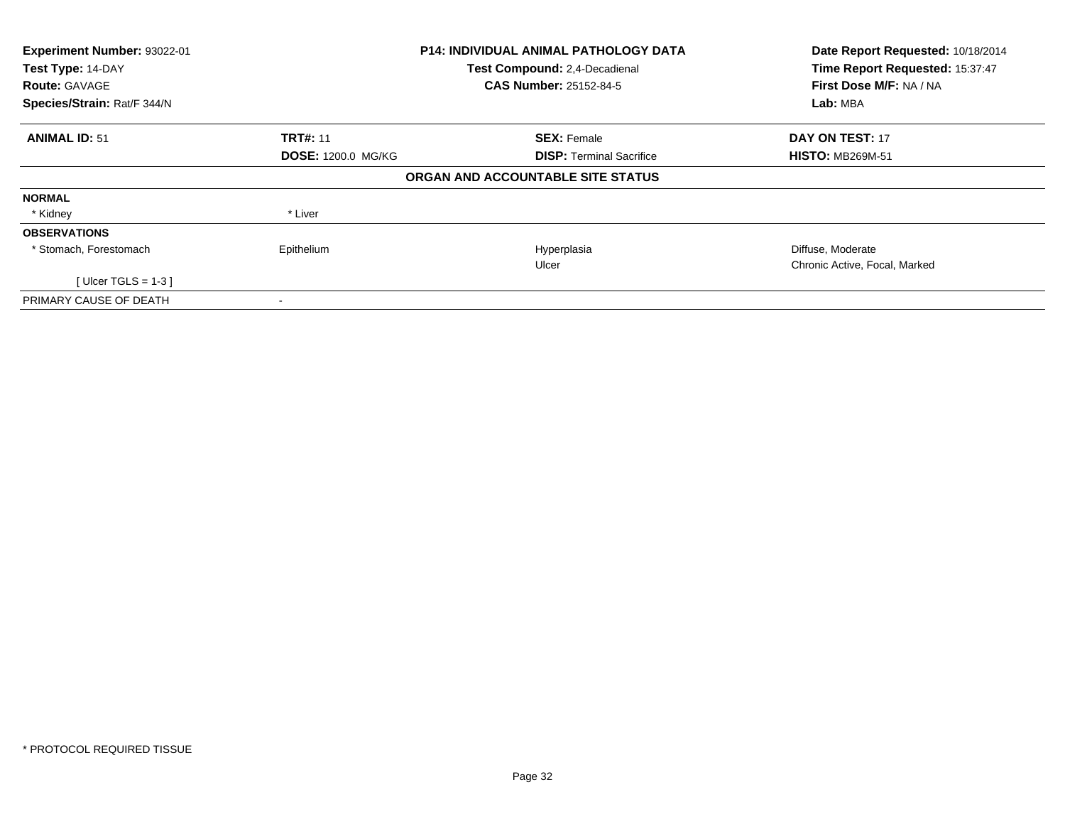| Experiment Number: 93022-01 | P14: INDIVIDUAL ANIMAL PATHOLOGY DATA | Date Report Requested: 10/18/2014 |
|---|---|---|
| Test Type: 14-DAY | Test Compound: 2,4-Decadienal | Time Report Requested: 15:37:47 |
| Route: GAVAGE | CAS Number: 25152-84-5 | First Dose M/F: NA / NA |
| Species/Strain: Rat/F 344/N | | Lab: MBA |

| **ANIMAL ID:** 51 | **TRT#:** 11 | **SEX:** Female | **DAY ON TEST:** 17 |
|---|---|---|---|
| | **DOSE:** 1200.0 MG/KG | **DISP:** Terminal Sacrifice | **HISTO:** MB269M-51 |

**ORGAN AND ACCOUNTABLE SITE STATUS**

| | | | |
|---|---|---|---|
| **NORMAL** | | | |
| * Kidney | * Liver | | |
| **OBSERVATIONS** | | | |
| * Stomach, Forestomach | Epithelium | Hyperplasia | Diffuse, Moderate |
| | | Ulcer | Chronic Active, Focal, Marked |
| [ Ulcer TGLS = 1-3 ] | | | |
| PRIMARY CAUSE OF DEATH | - | | |

* PROTOCOL REQUIRED TISSUE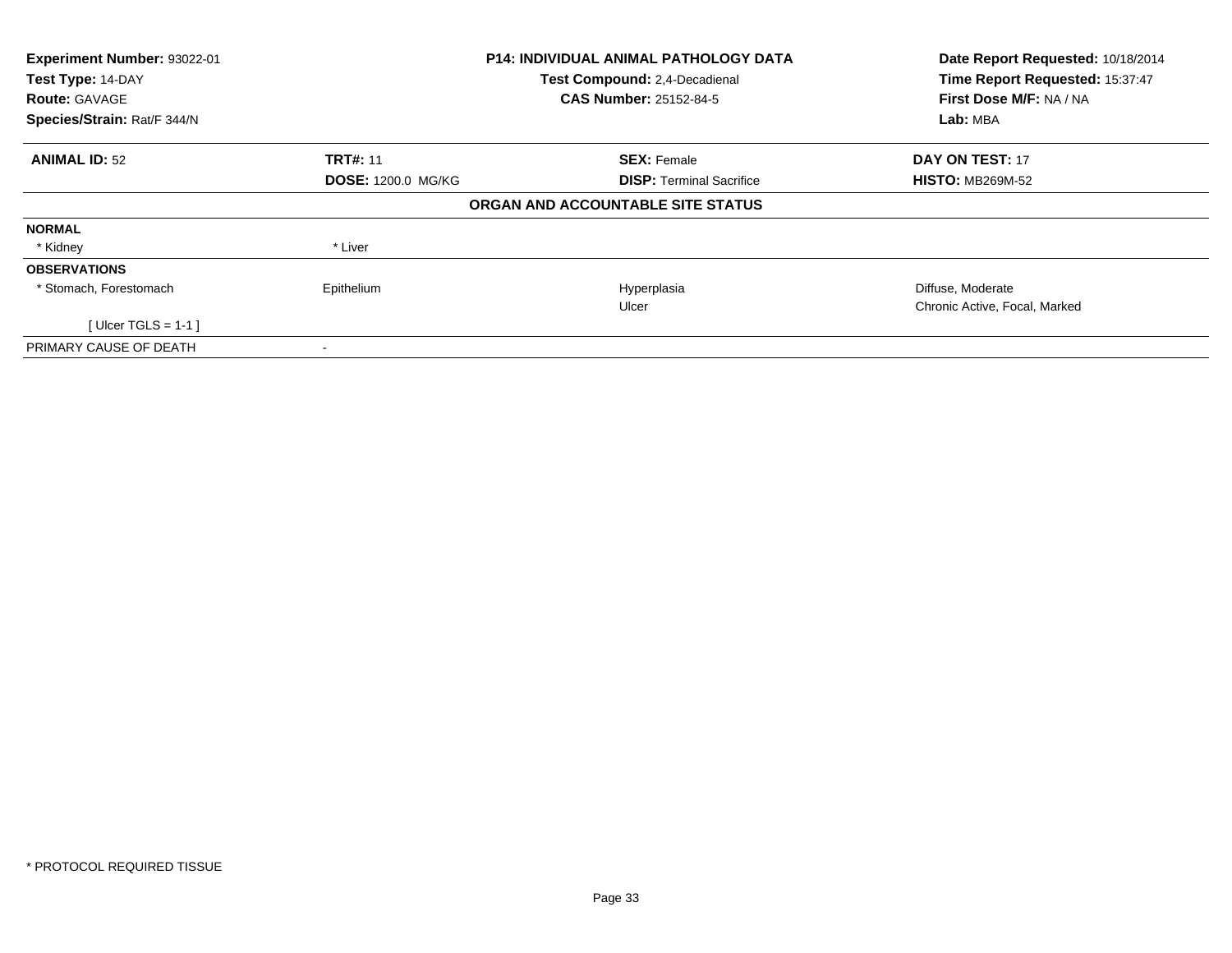| Experiment Number: 93022-01 | P14: INDIVIDUAL ANIMAL PATHOLOGY DATA | Date Report Requested: 10/18/2014 |
|---|---|---|
| Test Type: 14-DAY | Test Compound: 2,4-Decadienal | Time Report Requested: 15:37:47 |
| Route: GAVAGE | CAS Number: 25152-84-5 | First Dose M/F: NA / NA |
| Species/Strain: Rat/F 344/N | | Lab: MBA |

| **ANIMAL ID:** 52 | **TRT#:** 11 | **SEX:** Female | **DAY ON TEST:** 17 |
|---|---|---|---|
| | **DOSE:** 1200.0 MG/KG | **DISP:** Terminal Sacrifice | **HISTO:** MB269M-52 |

**ORGAN AND ACCOUNTABLE SITE STATUS**

| | | | |
|---|---|---|---|
| **NORMAL** | | | |
| * Kidney | * Liver | | |
| **OBSERVATIONS** | | | |
| * Stomach, Forestomach | Epithelium | Hyperplasia | Diffuse, Moderate |
| | | Ulcer | Chronic Active, Focal, Marked |
| [ Ulcer TGLS = 1-1 ] | | | |
| PRIMARY CAUSE OF DEATH | - | | |

* PROTOCOL REQUIRED TISSUE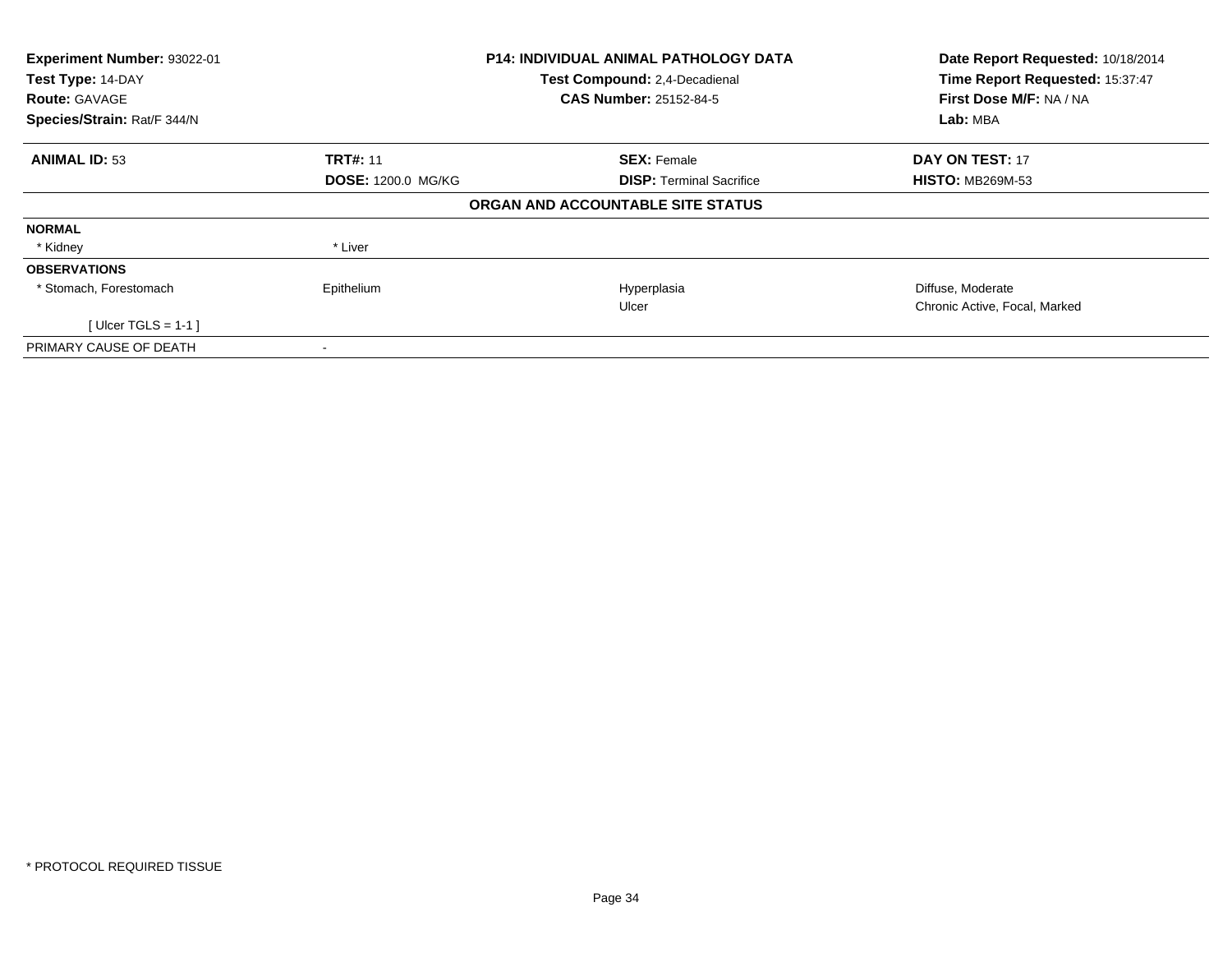| Experiment Number: 93022-01 | P14: INDIVIDUAL ANIMAL PATHOLOGY DATA | Date Report Requested: 10/18/2014 |
|---|---|---|
| Test Type: 14-DAY | Test Compound: 2,4-Decadienal | Time Report Requested: 15:37:47 |
| Route: GAVAGE | CAS Number: 25152-84-5 | First Dose M/F: NA / NA |
| Species/Strain: Rat/F 344/N | | Lab: MBA |

| **ANIMAL ID:** 53 | **TRT#:** 11 | **SEX:** Female | **DAY ON TEST:** 17 |
|---|---|---|---|
| | **DOSE:** 1200.0 MG/KG | **DISP:** Terminal Sacrifice | **HISTO:** MB269M-53 |

**ORGAN AND ACCOUNTABLE SITE STATUS**

| | | | |
|---|---|---|---|
| **NORMAL** | | | |
| * Kidney | * Liver | | |
| **OBSERVATIONS** | | | |
| * Stomach, Forestomach | Epithelium | Hyperplasia | Diffuse, Moderate |
| | | Ulcer | Chronic Active, Focal, Marked |
| [ Ulcer TGLS = 1-1 ] | | | |
| PRIMARY CAUSE OF DEATH | - | | |

* PROTOCOL REQUIRED TISSUE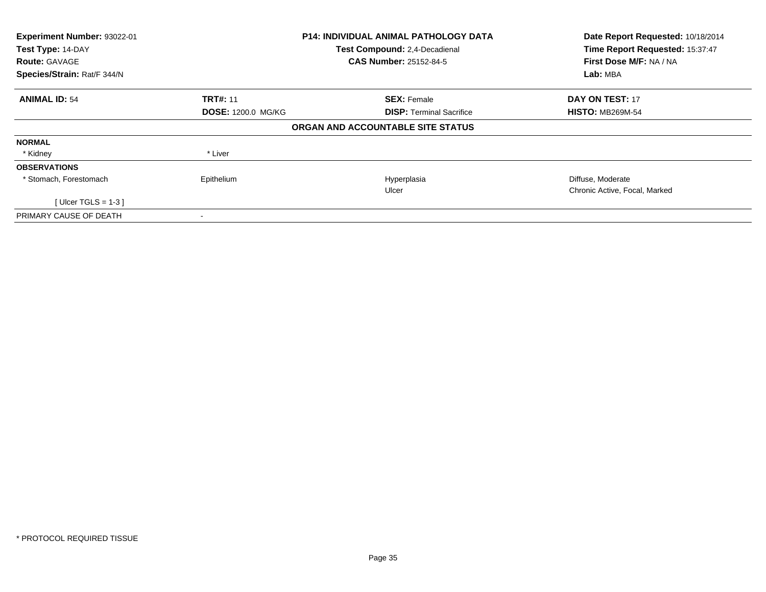**Experiment Number:** 93022-01
**Test Type:** 14-DAY
**Route:** GAVAGE
**Species/Strain:** Rat/F 344/N

**P14: INDIVIDUAL ANIMAL PATHOLOGY DATA**
**Test Compound:** 2,4-Decadienal
**CAS Number:** 25152-84-5

**Date Report Requested:** 10/18/2014
**Time Report Requested:** 15:37:47
**First Dose M/F:** NA / NA
**Lab:** MBA

| **ANIMAL ID:** 54 | **TRT#:** 11 | **SEX:** Female | **DAY ON TEST:** 17 |
|---|---|---|---|
| | **DOSE:** 1200.0 MG/KG | **DISP:** Terminal Sacrifice | **HISTO:** MB269M-54 |

**ORGAN AND ACCOUNTABLE SITE STATUS**

| | | | |
|---|---|---|---|
| **NORMAL** | | | |
| * Kidney | * Liver | | |
| **OBSERVATIONS** | | | |
| * Stomach, Forestomach | Epithelium | Hyperplasia | Diffuse, Moderate |
| | | Ulcer | Chronic Active, Focal, Marked |
| [ Ulcer TGLS = 1-3 ] | | | |
| PRIMARY CAUSE OF DEATH | - | | |

* PROTOCOL REQUIRED TISSUE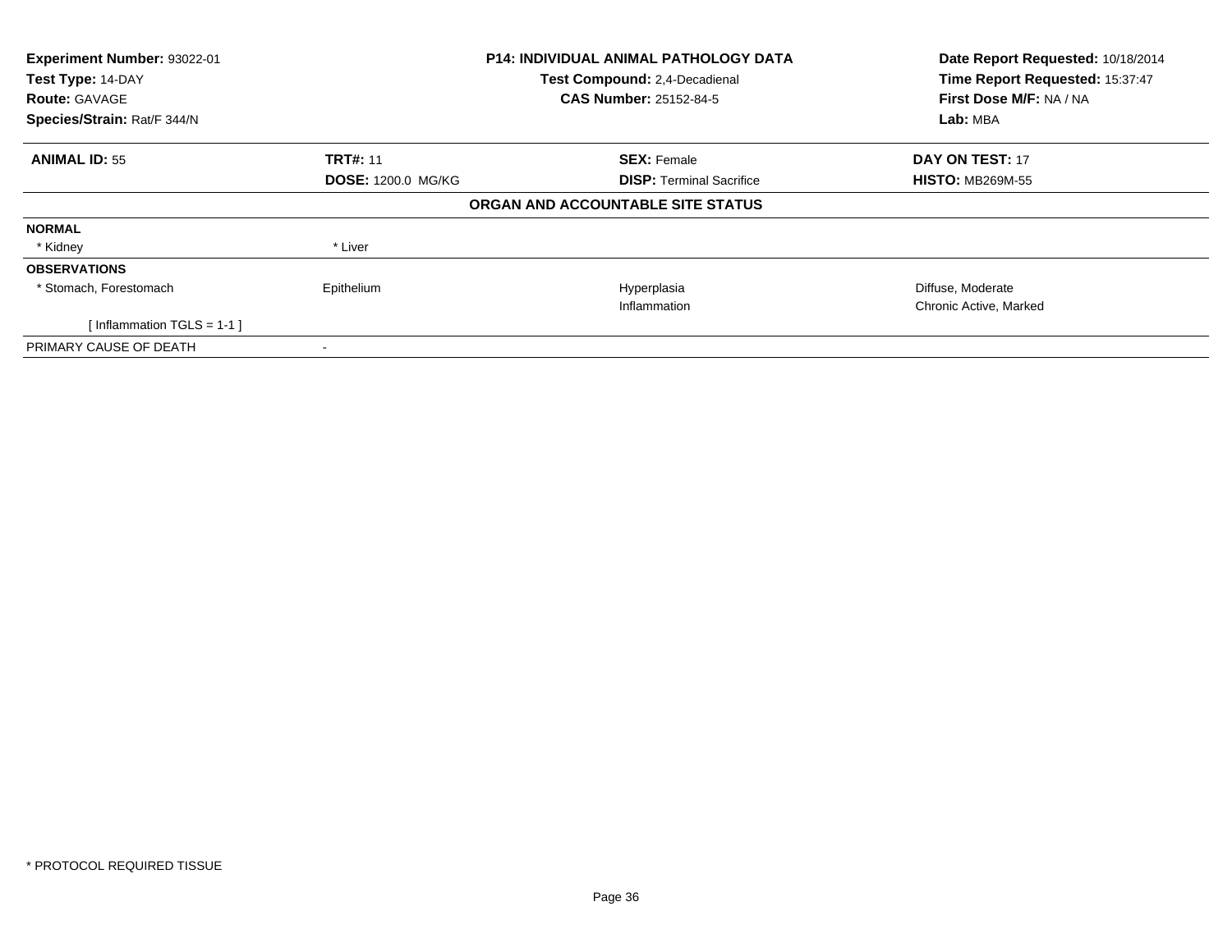| Experiment Number: 93022-01 | P14: INDIVIDUAL ANIMAL PATHOLOGY DATA | Date Report Requested: 10/18/2014 |
|---|---|---|
| Test Type: 14-DAY | Test Compound: 2,4-Decadienal | Time Report Requested: 15:37:47 |
| Route: GAVAGE | CAS Number: 25152-84-5 | First Dose M/F: NA / NA |
| Species/Strain: Rat/F 344/N | | Lab: MBA |

| ANIMAL ID: 55 | TRT#: 11 | SEX: Female | DAY ON TEST: 17 |
|---|---|---|---|
| | DOSE: 1200.0 MG/KG | DISP: Terminal Sacrifice | HISTO: MB269M-55 |

**ORGAN AND ACCOUNTABLE SITE STATUS**

| | | | |
|---|---|---|---|
| **NORMAL** | | | |
| * Kidney | * Liver | | |
| **OBSERVATIONS** | | | |
| * Stomach, Forestomach | Epithelium | Hyperplasia | Diffuse, Moderate |
| | | Inflammation | Chronic Active, Marked |
| [ Inflammation TGLS = 1-1 ] | | | |
| PRIMARY CAUSE OF DEATH | - | | |

* PROTOCOL REQUIRED TISSUE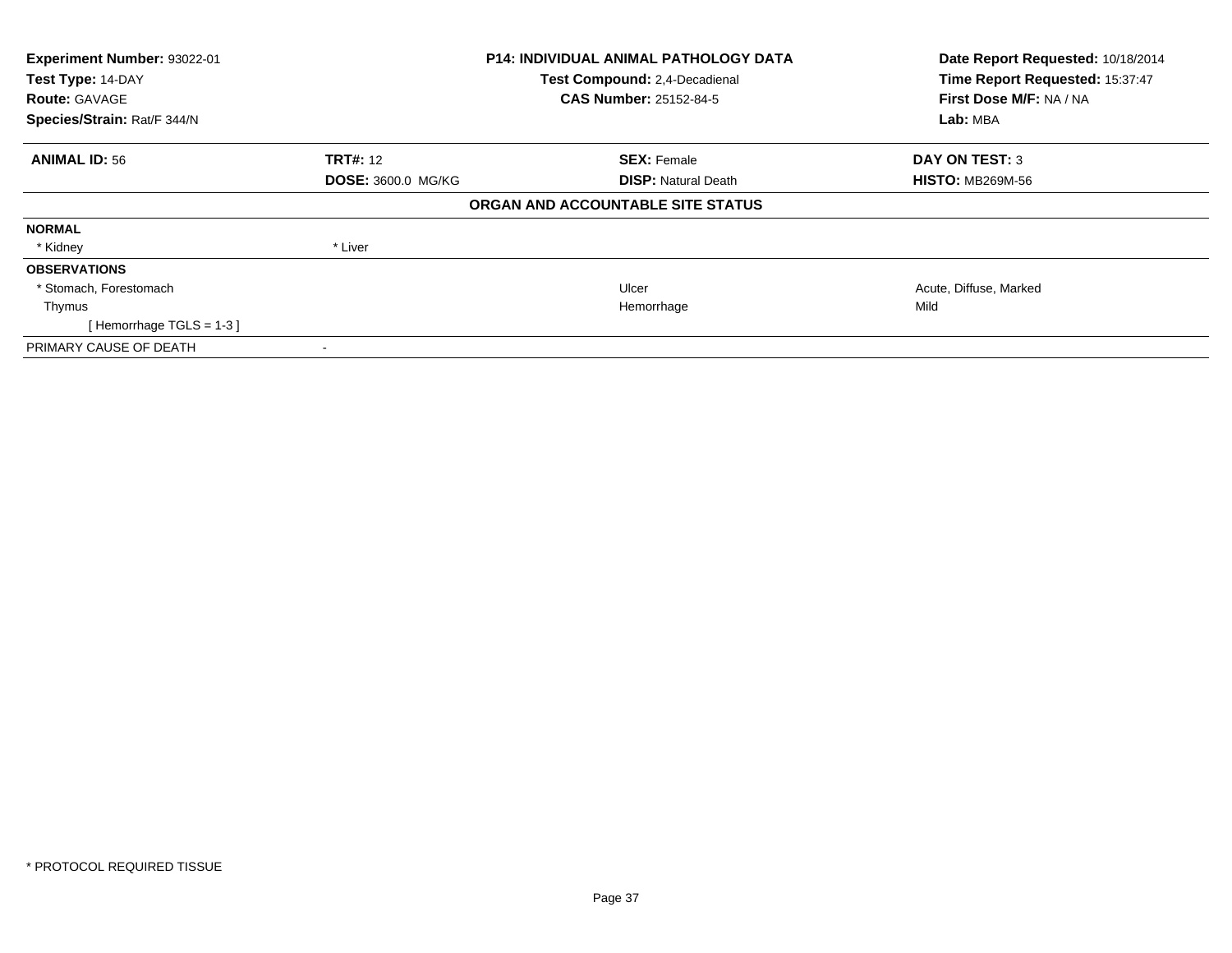| Experiment Number: 93022-01 | P14: INDIVIDUAL ANIMAL PATHOLOGY DATA | Date Report Requested: 10/18/2014 |
|---|---|---|
| Test Type: 14-DAY | Test Compound: 2,4-Decadienal | Time Report Requested: 15:37:47 |
| Route: GAVAGE | CAS Number: 25152-84-5 | First Dose M/F: NA / NA |
| Species/Strain: Rat/F 344/N | | Lab: MBA |

| ANIMAL ID: 56 | TRT#: 12 | SEX: Female | DAY ON TEST: 3 |
|---|---|---|---|
| | DOSE: 3600.0 MG/KG | DISP: Natural Death | HISTO: MB269M-56 |

## ORGAN AND ACCOUNTABLE SITE STATUS

| | | | |
|---|---|---|---|
| **NORMAL** | | | |
| * Kidney | * Liver | | |
| **OBSERVATIONS** | | | |
| * Stomach, Forestomach | | Ulcer | Acute, Diffuse, Marked |
| Thymus | | Hemorrhage | Mild |
| [ Hemorrhage TGLS = 1-3 ] | | | |
| PRIMARY CAUSE OF DEATH | - | | |

* PROTOCOL REQUIRED TISSUE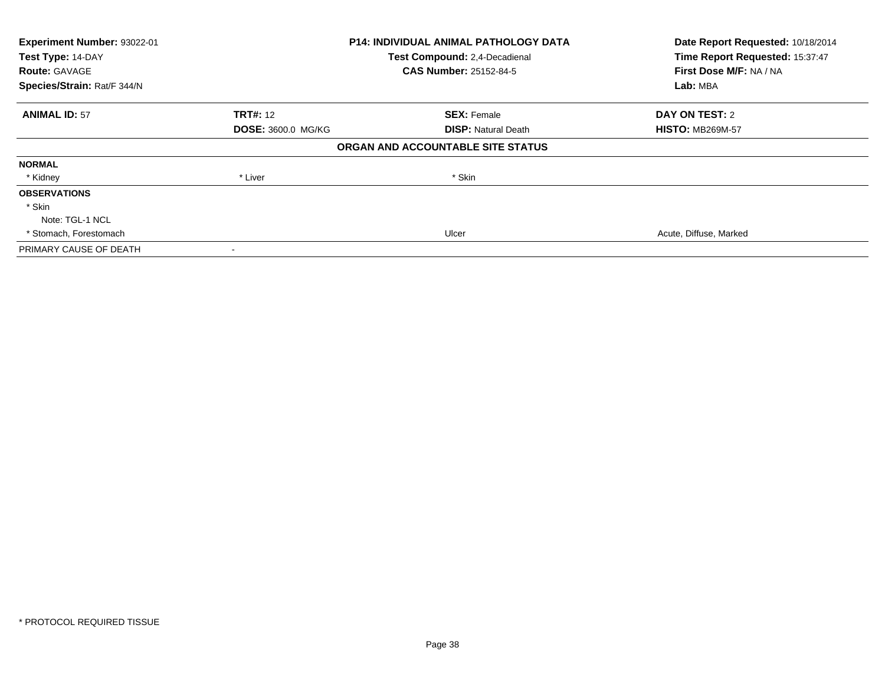| Experiment Number: 93022-01 | P14: INDIVIDUAL ANIMAL PATHOLOGY DATA | Date Report Requested: 10/18/2014 |
|---|---|---|
| Test Type: 14-DAY | Test Compound: 2,4-Decadienal | Time Report Requested: 15:37:47 |
| Route: GAVAGE | CAS Number: 25152-84-5 | First Dose M/F: NA / NA |
| Species/Strain: Rat/F 344/N | | Lab: MBA |

| ANIMAL ID: 57 | TRT#: 12 | SEX: Female | DAY ON TEST: 2 |
|---|---|---|---|
| | DOSE: 3600.0 MG/KG | DISP: Natural Death | HISTO: MB269M-57 |

**ORGAN AND ACCOUNTABLE SITE STATUS**

| | | | |
|---|---|---|---|
| **NORMAL** | | | |
| * Kidney | * Liver | * Skin | |
| **OBSERVATIONS** | | | |
| * Skin | | | |
| Note: TGL-1 NCL | | | |
| * Stomach, Forestomach | | Ulcer | Acute, Diffuse, Marked |
| PRIMARY CAUSE OF DEATH | - | | |

* PROTOCOL REQUIRED TISSUE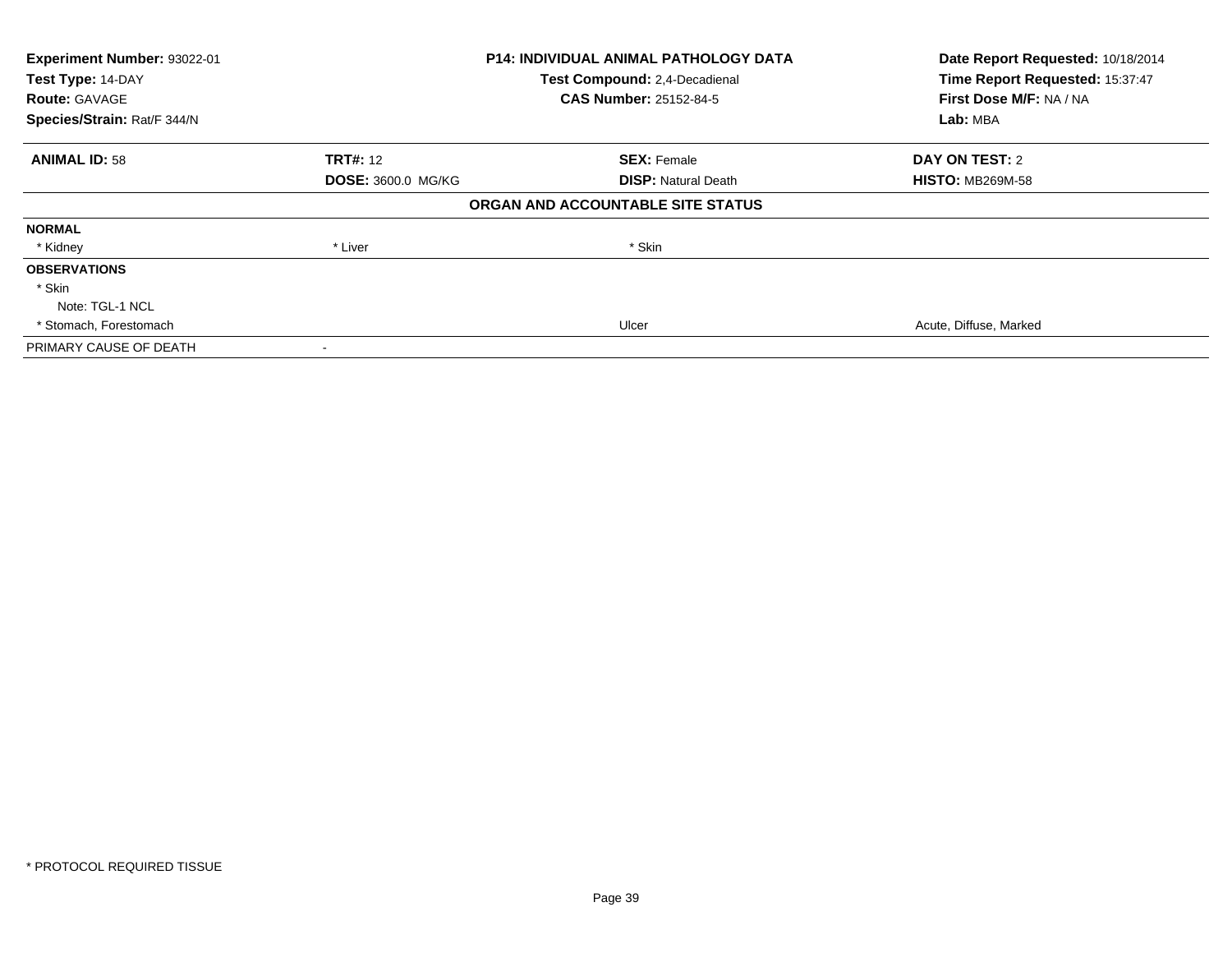**Experiment Number:** 93022-01
**Test Type:** 14-DAY
**Route:** GAVAGE
**Species/Strain:** Rat/F 344/N

**P14: INDIVIDUAL ANIMAL PATHOLOGY DATA**
**Test Compound:** 2,4-Decadienal
**CAS Number:** 25152-84-5

**Date Report Requested:** 10/18/2014
**Time Report Requested:** 15:37:47
**First Dose M/F:** NA / NA
**Lab:** MBA

| **ANIMAL ID:** 58 | **TRT#:** 12 | **SEX:** Female | **DAY ON TEST:** 2 |
|---|---|---|---|
| | **DOSE:** 3600.0 MG/KG | **DISP:** Natural Death | **HISTO:** MB269M-58 |

**ORGAN AND ACCOUNTABLE SITE STATUS**

| | | | |
|---|---|---|---|
| **NORMAL** | | | |
| * Kidney | * Liver | * Skin | |
| **OBSERVATIONS** | | | |
| * Skin | | | |
| Note: TGL-1 NCL | | | |
| * Stomach, Forestomach | | Ulcer | Acute, Diffuse, Marked |
| PRIMARY CAUSE OF DEATH | - | | |

* PROTOCOL REQUIRED TISSUE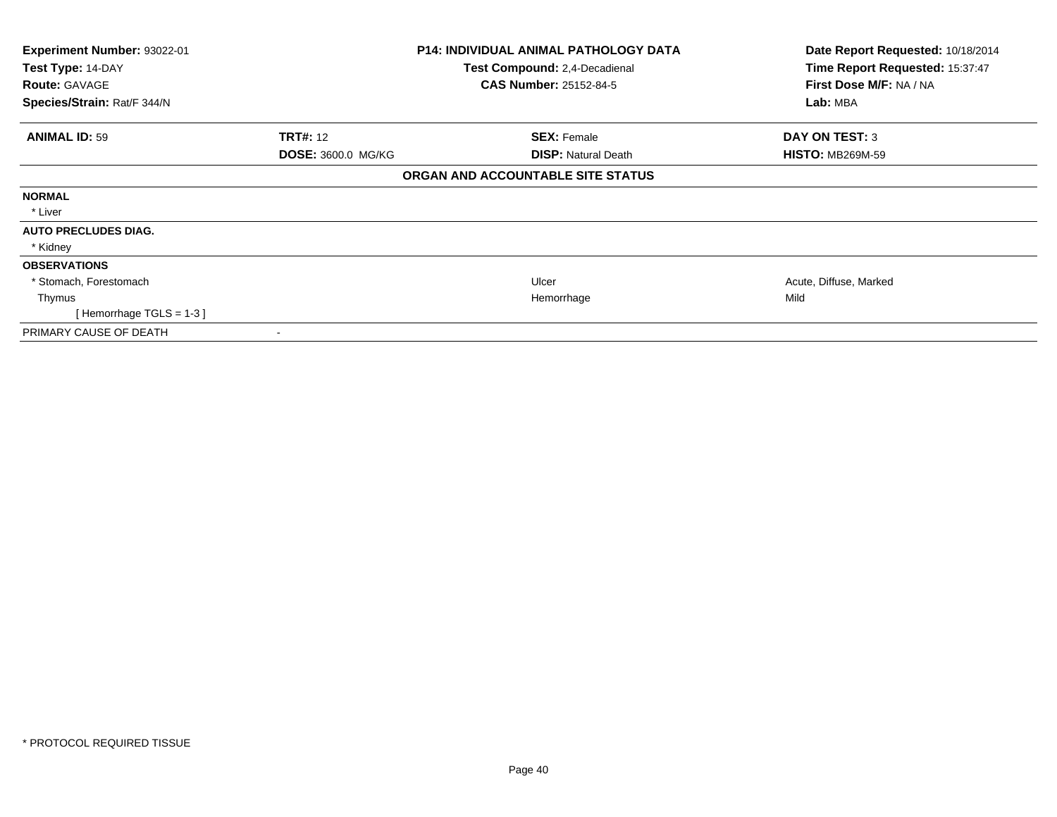| **Experiment Number:** 93022-01 | **P14: INDIVIDUAL ANIMAL PATHOLOGY DATA** | **Date Report Requested:** 10/18/2014 |
|---|---|---|
| **Test Type:** 14-DAY | **Test Compound:** 2,4-Decadienal | **Time Report Requested:** 15:37:47 |
| **Route:** GAVAGE | **CAS Number:** 25152-84-5 | **First Dose M/F:** NA / NA |
| **Species/Strain:** Rat/F 344/N | | **Lab:** MBA |

| **ANIMAL ID:** 59 | **TRT#:** 12 | **SEX:** Female | **DAY ON TEST:** 3 |
|---|---|---|---|
| | **DOSE:** 3600.0 MG/KG | **DISP:** Natural Death | **HISTO:** MB269M-59 |

**ORGAN AND ACCOUNTABLE SITE STATUS**

| | | | |
|---|---|---|---|
| **NORMAL** | | | |
| * Liver | | | |
| **AUTO PRECLUDES DIAG.** | | | |
| * Kidney | | | |
| **OBSERVATIONS** | | | |
| * Stomach, Forestomach | | Ulcer | Acute, Diffuse, Marked |
| Thymus | | Hemorrhage | Mild |
| [ Hemorrhage TGLS = 1-3 ] | | | |
| PRIMARY CAUSE OF DEATH | - | | |

* PROTOCOL REQUIRED TISSUE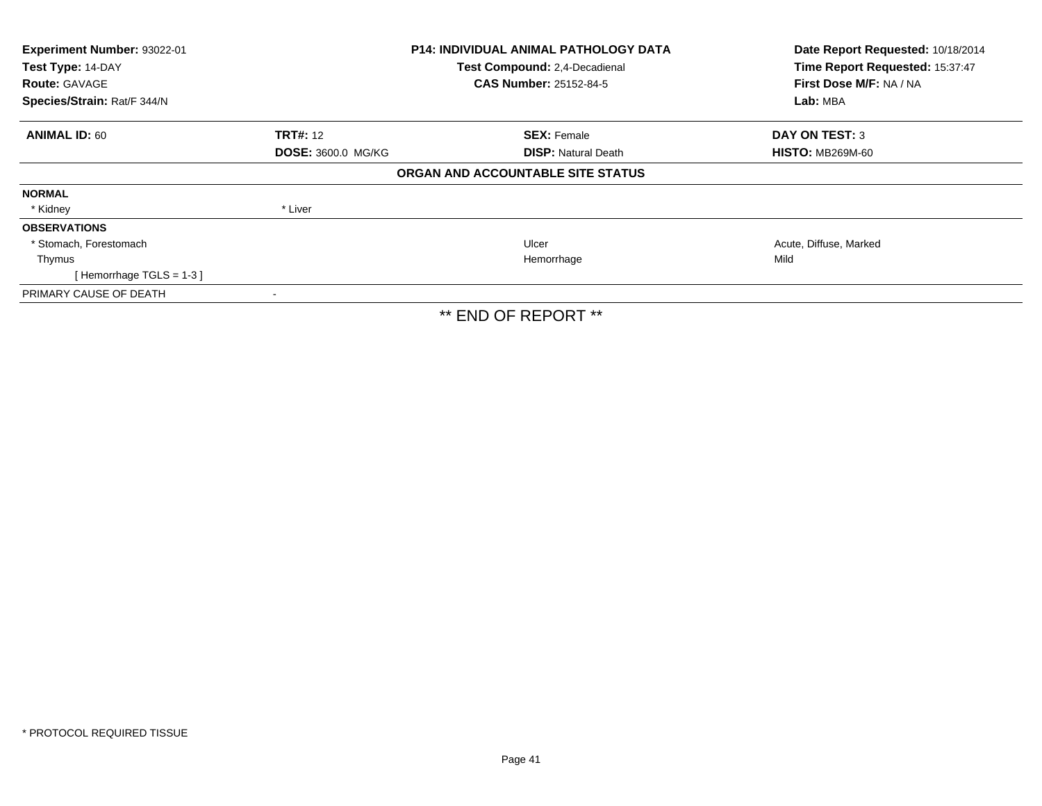| | | | |
|---|---|---|---|
| **Experiment Number:** 93022-01 | **P14: INDIVIDUAL ANIMAL PATHOLOGY DATA** | | **Date Report Requested:** 10/18/2014 |
| **Test Type:** 14-DAY | **Test Compound:** 2,4-Decadienal | | **Time Report Requested:** 15:37:47 |
| **Route:** GAVAGE | **CAS Number:** 25152-84-5 | | **First Dose M/F:** NA / NA |
| **Species/Strain:** Rat/F 344/N | | | **Lab:** MBA |

| | | | |
|---|---|---|---|
| **ANIMAL ID:** 60 | **TRT#:** 12 | **SEX:** Female | **DAY ON TEST:** 3 |
| | **DOSE:** 3600.0 MG/KG | **DISP:** Natural Death | **HISTO:** MB269M-60 |

**ORGAN AND ACCOUNTABLE SITE STATUS**

| | | | |
|---|---|---|---|
| **NORMAL** | | | |
| * Kidney | * Liver | | |
| **OBSERVATIONS** | | | |
| * Stomach, Forestomach | | Ulcer | Acute, Diffuse, Marked |
| Thymus | | Hemorrhage | Mild |
| [ Hemorrhage TGLS = 1-3 ] | | | |
| PRIMARY CAUSE OF DEATH | - | | |

** END OF REPORT **

* PROTOCOL REQUIRED TISSUE